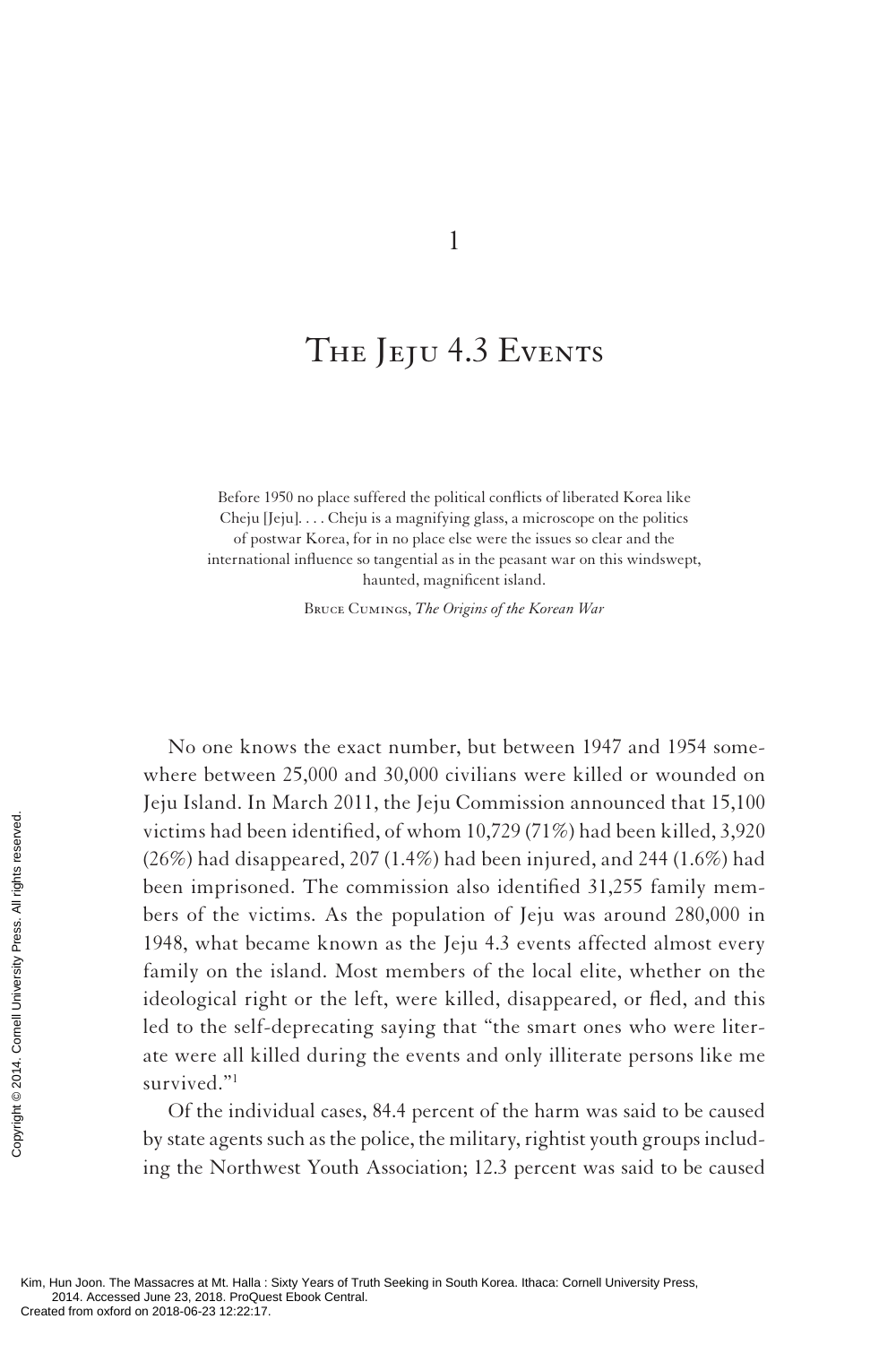# 1

# The Jeju 4.3 Events

> Before 1950 no place suffered the political conflicts of liberated Korea like Cheju [Jeju]. . . . Cheju is a magnifying glass, a microscope on the politics of postwar Korea, for in no place else were the issues so clear and the international influence so tangential as in the peasant war on this windswept, haunted, magnificent island.
>
> Bruce Cumings, *The Origins of the Korean War*

No one knows the exact number, but between 1947 and 1954 somewhere between 25,000 and 30,000 civilians were killed or wounded on Jeju Island. In March 2011, the Jeju Commission announced that 15,100 victims had been identified, of whom 10,729 (71%) had been killed, 3,920 (26%) had disappeared, 207 (1.4%) had been injured, and 244 (1.6%) had been imprisoned. The commission also identified 31,255 family members of the victims. As the population of Jeju was around 280,000 in 1948, what became known as the Jeju 4.3 events affected almost every family on the island. Most members of the local elite, whether on the ideological right or the left, were killed, disappeared, or fled, and this led to the self-deprecating saying that "the smart ones who were literate were all killed during the events and only illiterate persons like me survived."[1]

Of the individual cases, 84.4 percent of the harm was said to be caused by state agents such as the police, the military, rightist youth groups including the Northwest Youth Association; 12.3 percent was said to be caused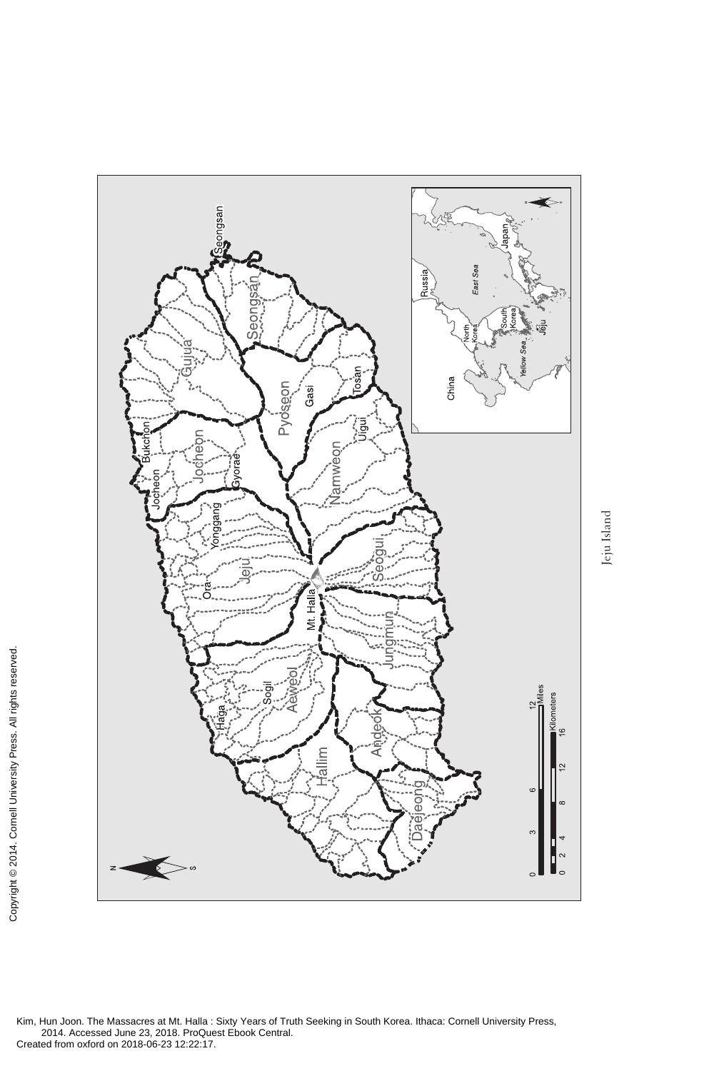Jeju Island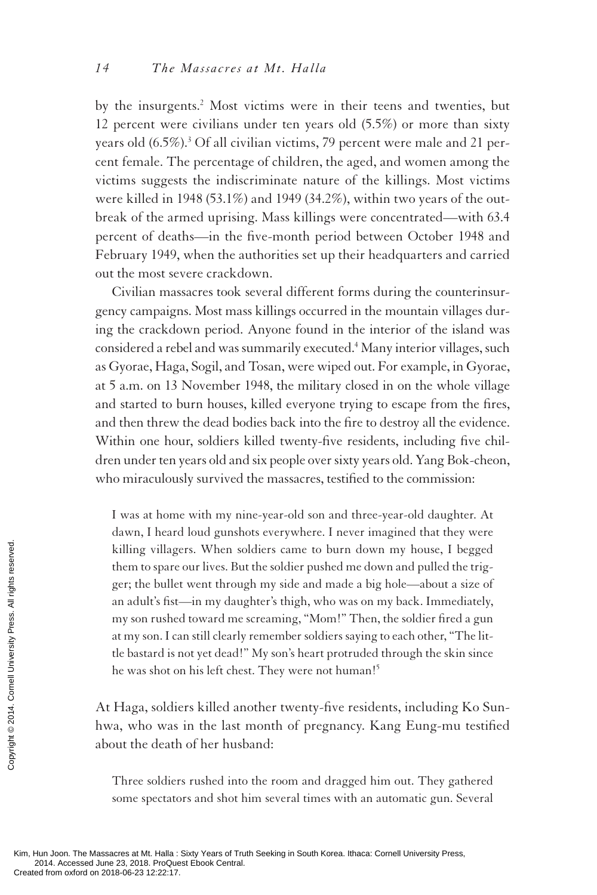by the insurgents.[2] Most victims were in their teens and twenties, but 12 percent were civilians under ten years old (5.5%) or more than sixty years old (6.5%).[3] Of all civilian victims, 79 percent were male and 21 percent female. The percentage of children, the aged, and women among the victims suggests the indiscriminate nature of the killings. Most victims were killed in 1948 (53.1%) and 1949 (34.2%), within two years of the outbreak of the armed uprising. Mass killings were concentrated—with 63.4 percent of deaths—in the five-month period between October 1948 and February 1949, when the authorities set up their headquarters and carried out the most severe crackdown.

Civilian massacres took several different forms during the counterinsurgency campaigns. Most mass killings occurred in the mountain villages during the crackdown period. Anyone found in the interior of the island was considered a rebel and was summarily executed.[4] Many interior villages, such as Gyorae, Haga, Sogil, and Tosan, were wiped out. For example, in Gyorae, at 5 a.m. on 13 November 1948, the military closed in on the whole village and started to burn houses, killed everyone trying to escape from the fires, and then threw the dead bodies back into the fire to destroy all the evidence. Within one hour, soldiers killed twenty-five residents, including five children under ten years old and six people over sixty years old. Yang Bok-cheon, who miraculously survived the massacres, testified to the commission:

> I was at home with my nine-year-old son and three-year-old daughter. At dawn, I heard loud gunshots everywhere. I never imagined that they were killing villagers. When soldiers came to burn down my house, I begged them to spare our lives. But the soldier pushed me down and pulled the trigger; the bullet went through my side and made a big hole—about a size of an adult's fist—in my daughter's thigh, who was on my back. Immediately, my son rushed toward me screaming, "Mom!" Then, the soldier fired a gun at my son. I can still clearly remember soldiers saying to each other, "The little bastard is not yet dead!" My son's heart protruded through the skin since he was shot on his left chest. They were not human![5]

At Haga, soldiers killed another twenty-five residents, including Ko Sunhwa, who was in the last month of pregnancy. Kang Eung-mu testified about the death of her husband:

> Three soldiers rushed into the room and dragged him out. They gathered some spectators and shot him several times with an automatic gun. Several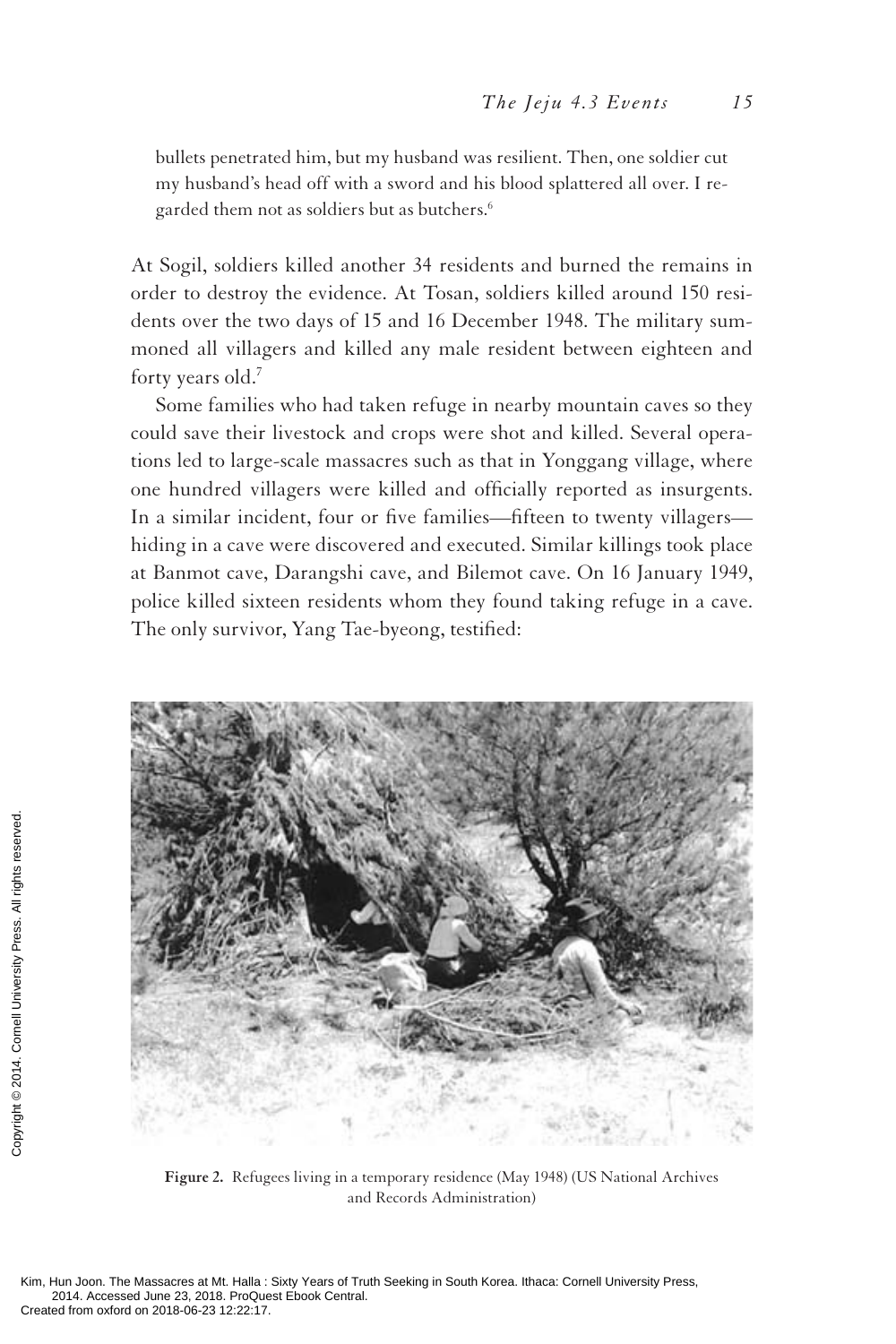> bullets penetrated him, but my husband was resilient. Then, one soldier cut my husband's head off with a sword and his blood splattered all over. I regarded them not as soldiers but as butchers.[6]

At Sogil, soldiers killed another 34 residents and burned the remains in order to destroy the evidence. At Tosan, soldiers killed around 150 residents over the two days of 15 and 16 December 1948. The military summoned all villagers and killed any male resident between eighteen and forty years old.[7]

Some families who had taken refuge in nearby mountain caves so they could save their livestock and crops were shot and killed. Several operations led to large-scale massacres such as that in Yonggang village, where one hundred villagers were killed and officially reported as insurgents. In a similar incident, four or five families—fifteen to twenty villagers—hiding in a cave were discovered and executed. Similar killings took place at Banmot cave, Darangshi cave, and Bilemot cave. On 16 January 1949, police killed sixteen residents whom they found taking refuge in a cave. The only survivor, Yang Tae-byeong, testified:

**Figure 2.** Refugees living in a temporary residence (May 1948) (US National Archives and Records Administration)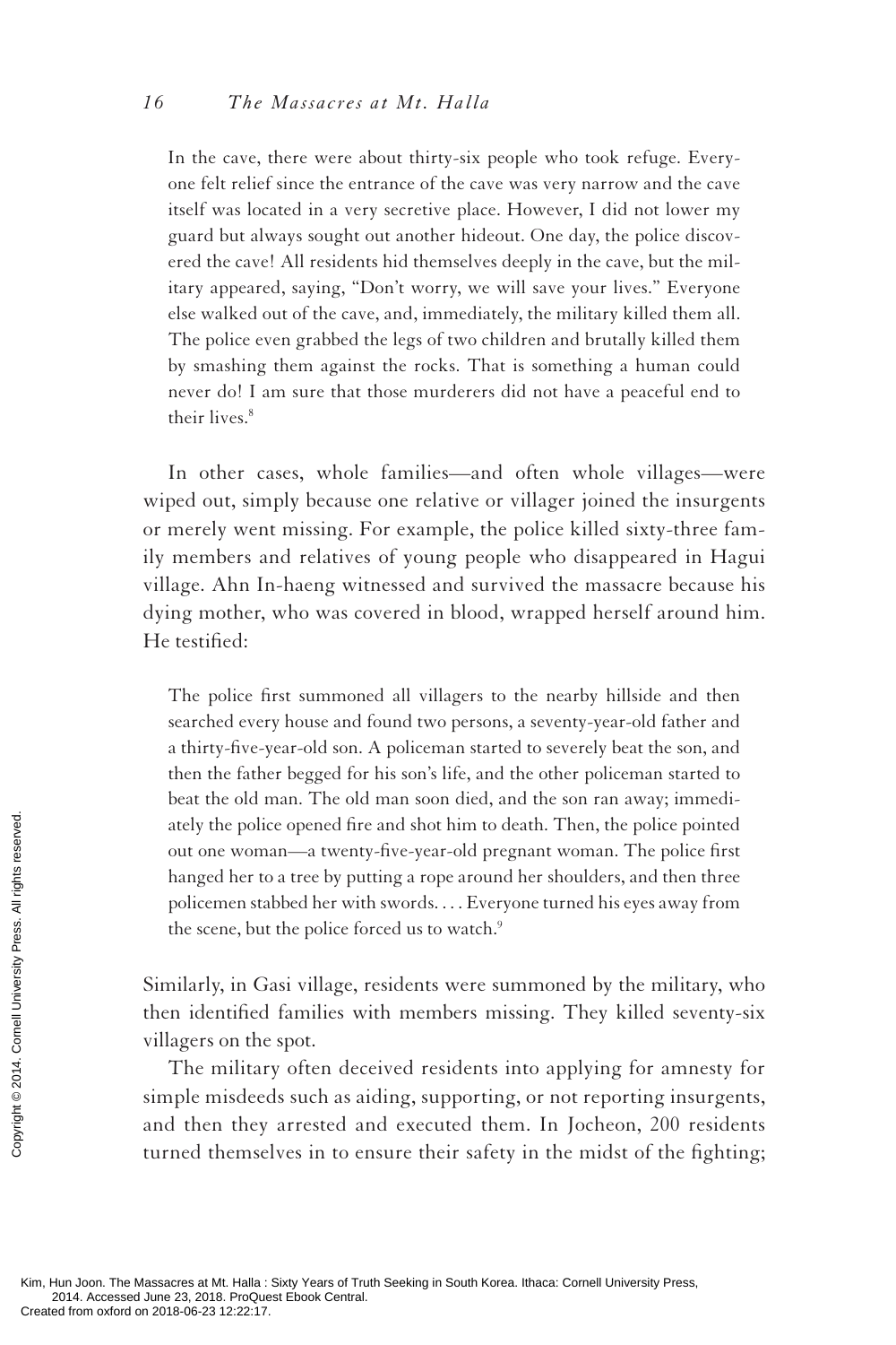> In the cave, there were about thirty-six people who took refuge. Everyone felt relief since the entrance of the cave was very narrow and the cave itself was located in a very secretive place. However, I did not lower my guard but always sought out another hideout. One day, the police discovered the cave! All residents hid themselves deeply in the cave, but the military appeared, saying, "Don't worry, we will save your lives." Everyone else walked out of the cave, and, immediately, the military killed them all. The police even grabbed the legs of two children and brutally killed them by smashing them against the rocks. That is something a human could never do! I am sure that those murderers did not have a peaceful end to their lives.[8]

In other cases, whole families—and often whole villages—were wiped out, simply because one relative or villager joined the insurgents or merely went missing. For example, the police killed sixty-three family members and relatives of young people who disappeared in Hagui village. Ahn In-haeng witnessed and survived the massacre because his dying mother, who was covered in blood, wrapped herself around him. He testified:

> The police first summoned all villagers to the nearby hillside and then searched every house and found two persons, a seventy-year-old father and a thirty-five-year-old son. A policeman started to severely beat the son, and then the father begged for his son's life, and the other policeman started to beat the old man. The old man soon died, and the son ran away; immediately the police opened fire and shot him to death. Then, the police pointed out one woman—a twenty-five-year-old pregnant woman. The police first hanged her to a tree by putting a rope around her shoulders, and then three policemen stabbed her with swords. . . . Everyone turned his eyes away from the scene, but the police forced us to watch.[9]

Similarly, in Gasi village, residents were summoned by the military, who then identified families with members missing. They killed seventy-six villagers on the spot.

The military often deceived residents into applying for amnesty for simple misdeeds such as aiding, supporting, or not reporting insurgents, and then they arrested and executed them. In Jocheon, 200 residents turned themselves in to ensure their safety in the midst of the fighting;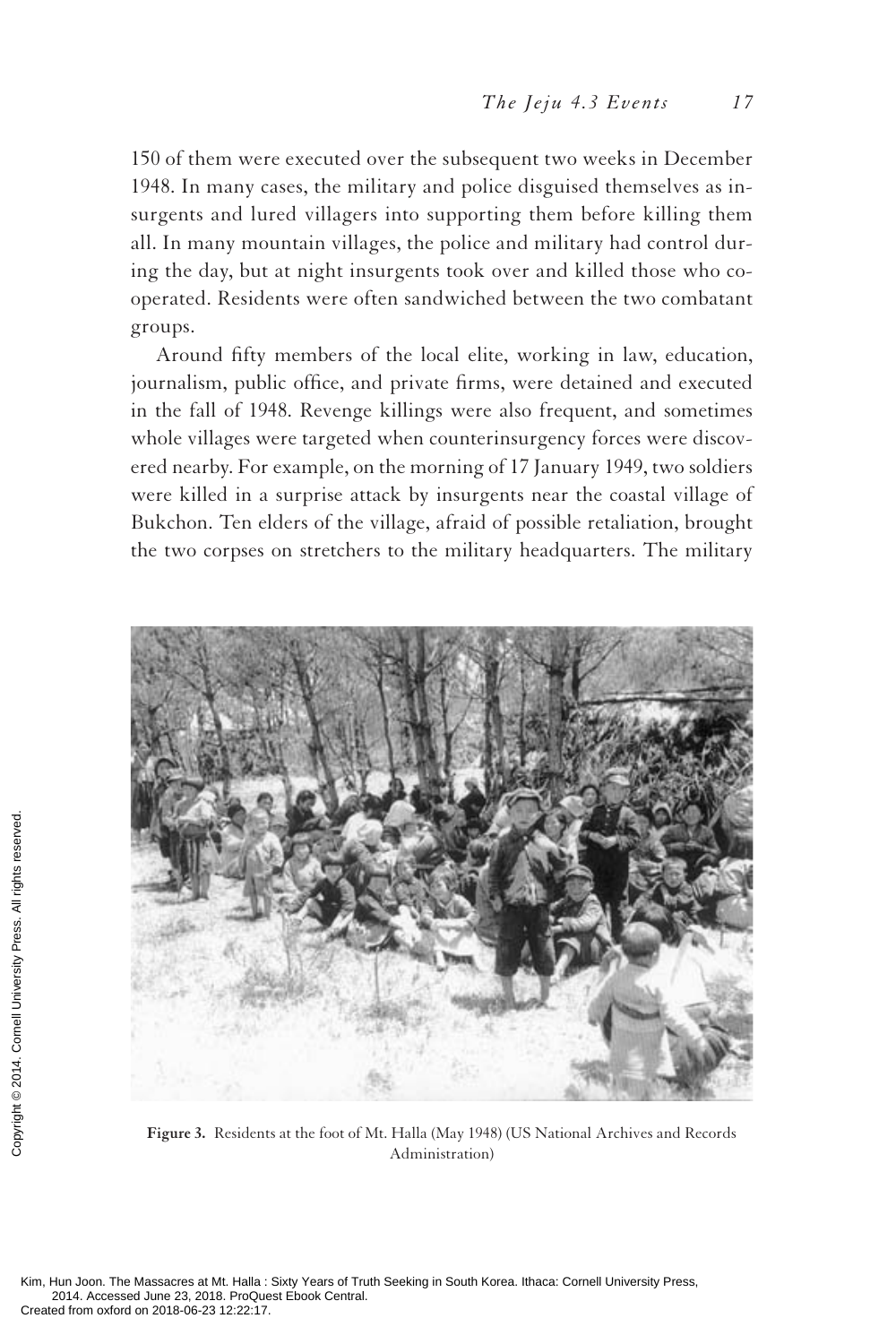150 of them were executed over the subsequent two weeks in December 1948. In many cases, the military and police disguised themselves as insurgents and lured villagers into supporting them before killing them all. In many mountain villages, the police and military had control during the day, but at night insurgents took over and killed those who cooperated. Residents were often sandwiched between the two combatant groups.

Around fifty members of the local elite, working in law, education, journalism, public office, and private firms, were detained and executed in the fall of 1948. Revenge killings were also frequent, and sometimes whole villages were targeted when counterinsurgency forces were discovered nearby. For example, on the morning of 17 January 1949, two soldiers were killed in a surprise attack by insurgents near the coastal village of Bukchon. Ten elders of the village, afraid of possible retaliation, brought the two corpses on stretchers to the military headquarters. The military

**Figure 3.** Residents at the foot of Mt. Halla (May 1948) (US National Archives and Records Administration)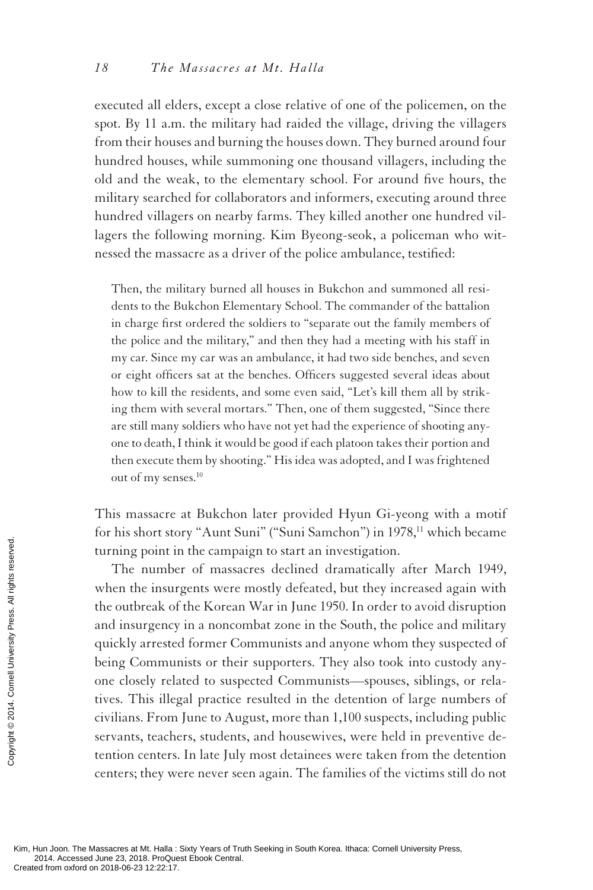executed all elders, except a close relative of one of the policemen, on the spot. By 11 a.m. the military had raided the village, driving the villagers from their houses and burning the houses down. They burned around four hundred houses, while summoning one thousand villagers, including the old and the weak, to the elementary school. For around five hours, the military searched for collaborators and informers, executing around three hundred villagers on nearby farms. They killed another one hundred villagers the following morning. Kim Byeong-seok, a policeman who witnessed the massacre as a driver of the police ambulance, testified:

> Then, the military burned all houses in Bukchon and summoned all residents to the Bukchon Elementary School. The commander of the battalion in charge first ordered the soldiers to "separate out the family members of the police and the military," and then they had a meeting with his staff in my car. Since my car was an ambulance, it had two side benches, and seven or eight officers sat at the benches. Officers suggested several ideas about how to kill the residents, and some even said, "Let's kill them all by striking them with several mortars." Then, one of them suggested, "Since there are still many soldiers who have not yet had the experience of shooting anyone to death, I think it would be good if each platoon takes their portion and then execute them by shooting." His idea was adopted, and I was frightened out of my senses.[10]

This massacre at Bukchon later provided Hyun Gi-yeong with a motif for his short story "Aunt Suni" ("Suni Samchon") in 1978,[11] which became turning point in the campaign to start an investigation.

The number of massacres declined dramatically after March 1949, when the insurgents were mostly defeated, but they increased again with the outbreak of the Korean War in June 1950. In order to avoid disruption and insurgency in a noncombat zone in the South, the police and military quickly arrested former Communists and anyone whom they suspected of being Communists or their supporters. They also took into custody anyone closely related to suspected Communists—spouses, siblings, or relatives. This illegal practice resulted in the detention of large numbers of civilians. From June to August, more than 1,100 suspects, including public servants, teachers, students, and housewives, were held in preventive detention centers. In late July most detainees were taken from the detention centers; they were never seen again. The families of the victims still do not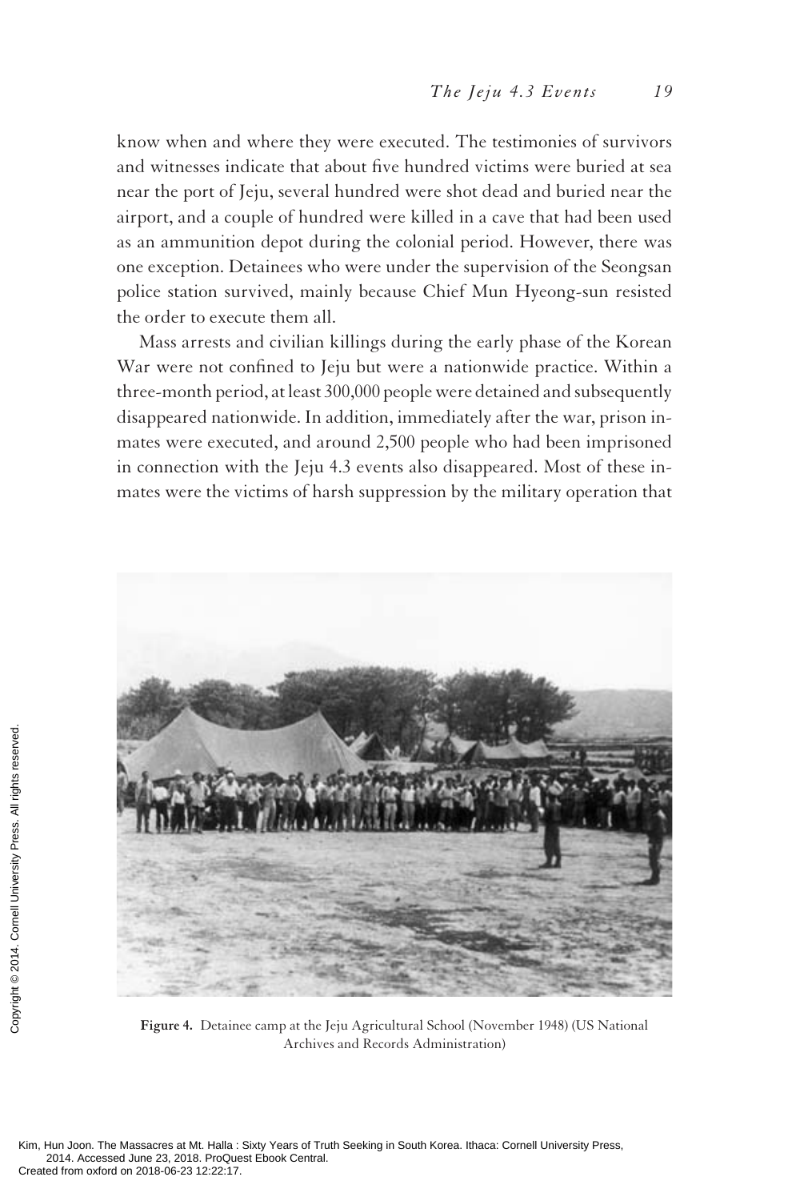know when and where they were executed. The testimonies of survivors and witnesses indicate that about five hundred victims were buried at sea near the port of Jeju, several hundred were shot dead and buried near the airport, and a couple of hundred were killed in a cave that had been used as an ammunition depot during the colonial period. However, there was one exception. Detainees who were under the supervision of the Seongsan police station survived, mainly because Chief Mun Hyeong-sun resisted the order to execute them all.

Mass arrests and civilian killings during the early phase of the Korean War were not confined to Jeju but were a nationwide practice. Within a three-month period, at least 300,000 people were detained and subsequently disappeared nationwide. In addition, immediately after the war, prison inmates were executed, and around 2,500 people who had been imprisoned in connection with the Jeju 4.3 events also disappeared. Most of these inmates were the victims of harsh suppression by the military operation that

**Figure 4.** Detainee camp at the Jeju Agricultural School (November 1948) (US National Archives and Records Administration)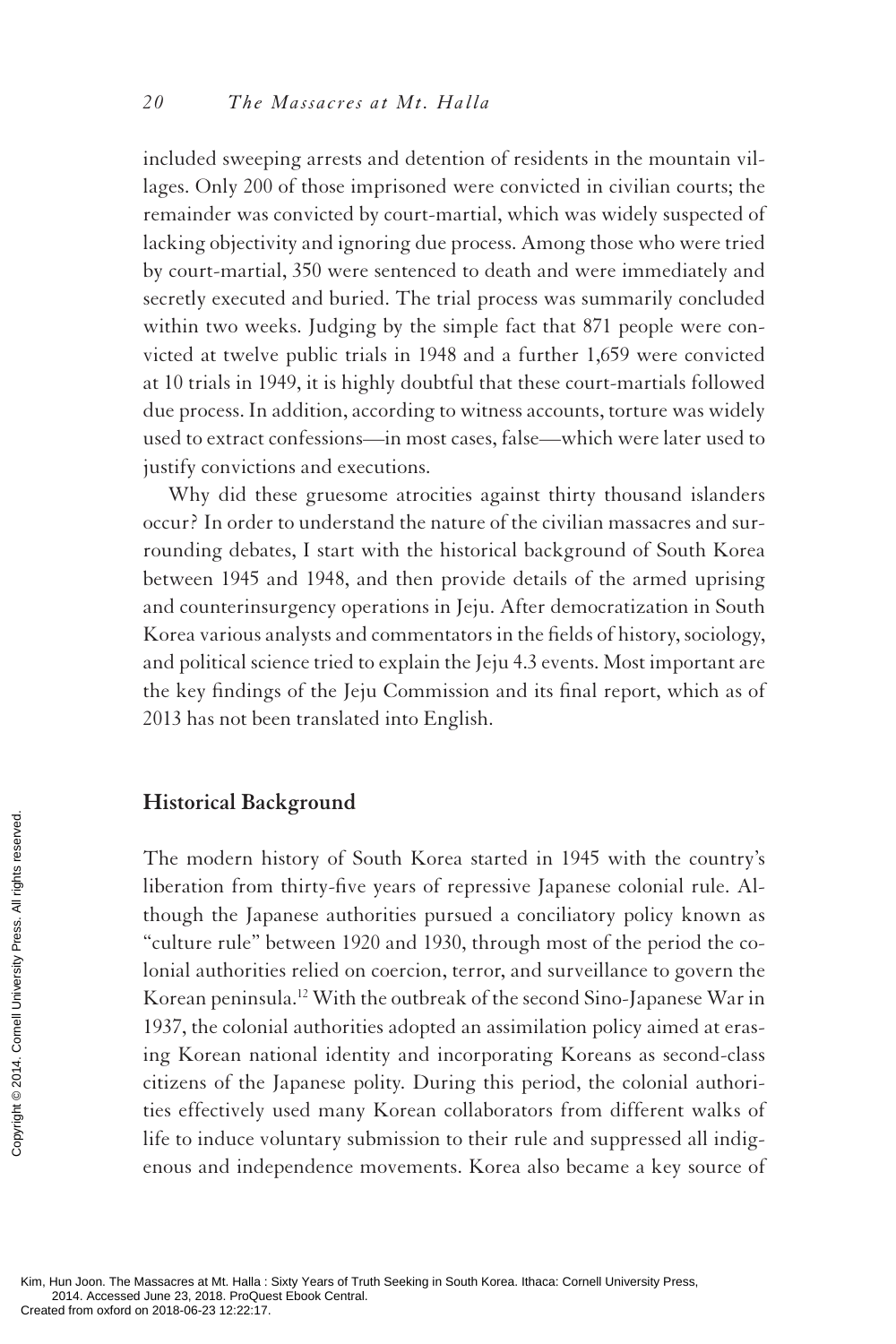included sweeping arrests and detention of residents in the mountain villages. Only 200 of those imprisoned were convicted in civilian courts; the remainder was convicted by court-martial, which was widely suspected of lacking objectivity and ignoring due process. Among those who were tried by court-martial, 350 were sentenced to death and were immediately and secretly executed and buried. The trial process was summarily concluded within two weeks. Judging by the simple fact that 871 people were convicted at twelve public trials in 1948 and a further 1,659 were convicted at 10 trials in 1949, it is highly doubtful that these court-martials followed due process. In addition, according to witness accounts, torture was widely used to extract confessions—in most cases, false—which were later used to justify convictions and executions.

Why did these gruesome atrocities against thirty thousand islanders occur? In order to understand the nature of the civilian massacres and surrounding debates, I start with the historical background of South Korea between 1945 and 1948, and then provide details of the armed uprising and counterinsurgency operations in Jeju. After democratization in South Korea various analysts and commentators in the fields of history, sociology, and political science tried to explain the Jeju 4.3 events. Most important are the key findings of the Jeju Commission and its final report, which as of 2013 has not been translated into English.

## Historical Background

The modern history of South Korea started in 1945 with the country's liberation from thirty-five years of repressive Japanese colonial rule. Although the Japanese authorities pursued a conciliatory policy known as "culture rule" between 1920 and 1930, through most of the period the colonial authorities relied on coercion, terror, and surveillance to govern the Korean peninsula.[12] With the outbreak of the second Sino-Japanese War in 1937, the colonial authorities adopted an assimilation policy aimed at erasing Korean national identity and incorporating Koreans as second-class citizens of the Japanese polity. During this period, the colonial authorities effectively used many Korean collaborators from different walks of life to induce voluntary submission to their rule and suppressed all indigenous and independence movements. Korea also became a key source of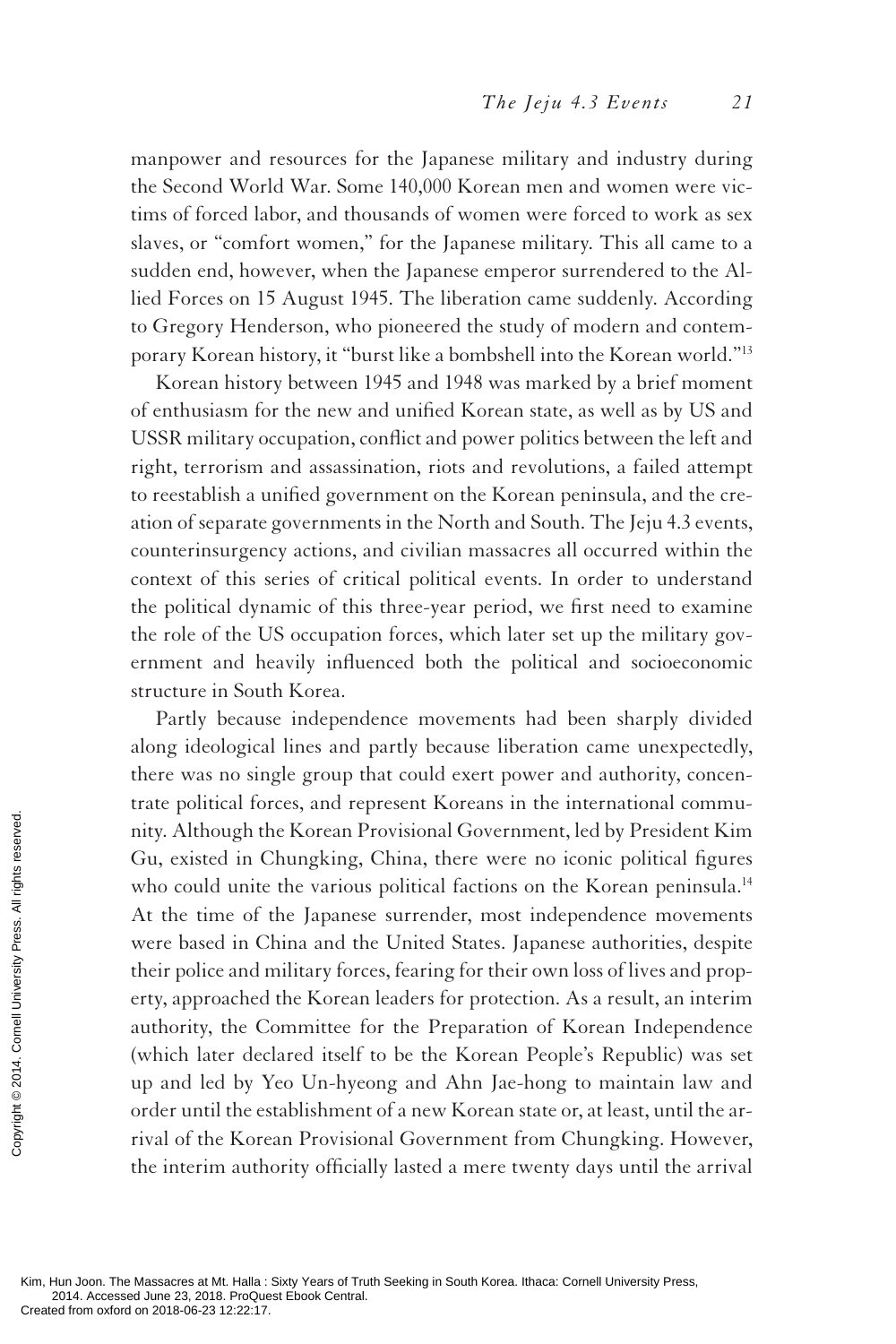manpower and resources for the Japanese military and industry during the Second World War. Some 140,000 Korean men and women were victims of forced labor, and thousands of women were forced to work as sex slaves, or "comfort women," for the Japanese military. This all came to a sudden end, however, when the Japanese emperor surrendered to the Allied Forces on 15 August 1945. The liberation came suddenly. According to Gregory Henderson, who pioneered the study of modern and contemporary Korean history, it "burst like a bombshell into the Korean world."[13]

Korean history between 1945 and 1948 was marked by a brief moment of enthusiasm for the new and unified Korean state, as well as by US and USSR military occupation, conflict and power politics between the left and right, terrorism and assassination, riots and revolutions, a failed attempt to reestablish a unified government on the Korean peninsula, and the creation of separate governments in the North and South. The Jeju 4.3 events, counterinsurgency actions, and civilian massacres all occurred within the context of this series of critical political events. In order to understand the political dynamic of this three-year period, we first need to examine the role of the US occupation forces, which later set up the military government and heavily influenced both the political and socioeconomic structure in South Korea.

Partly because independence movements had been sharply divided along ideological lines and partly because liberation came unexpectedly, there was no single group that could exert power and authority, concentrate political forces, and represent Koreans in the international community. Although the Korean Provisional Government, led by President Kim Gu, existed in Chungking, China, there were no iconic political figures who could unite the various political factions on the Korean peninsula.[14] At the time of the Japanese surrender, most independence movements were based in China and the United States. Japanese authorities, despite their police and military forces, fearing for their own loss of lives and property, approached the Korean leaders for protection. As a result, an interim authority, the Committee for the Preparation of Korean Independence (which later declared itself to be the Korean People's Republic) was set up and led by Yeo Un-hyeong and Ahn Jae-hong to maintain law and order until the establishment of a new Korean state or, at least, until the arrival of the Korean Provisional Government from Chungking. However, the interim authority officially lasted a mere twenty days until the arrival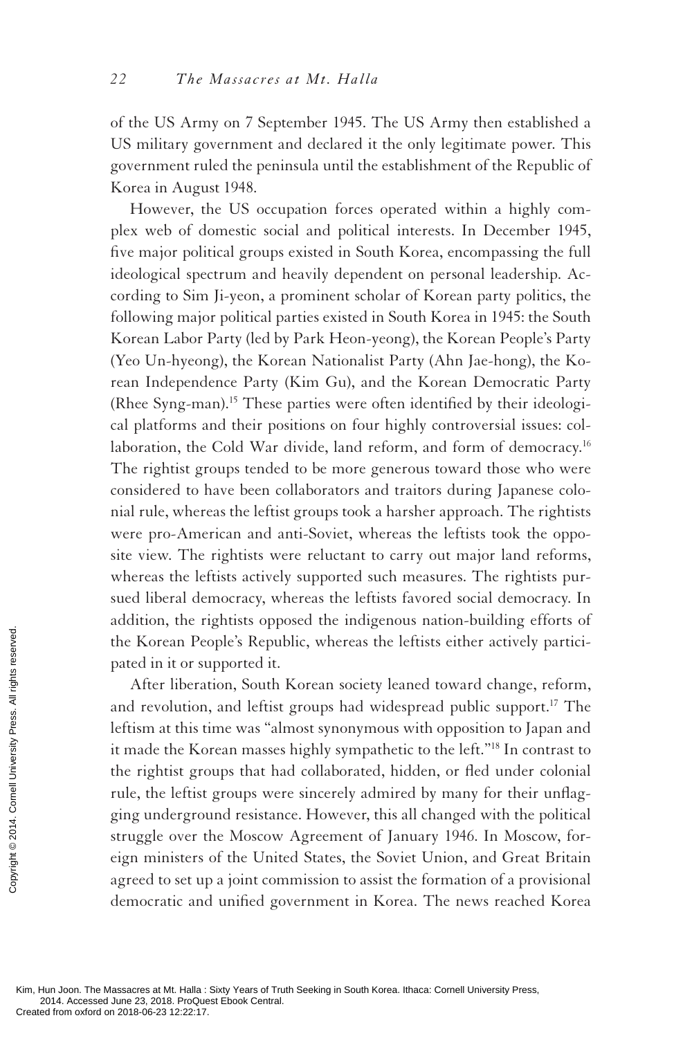of the US Army on 7 September 1945. The US Army then established a US military government and declared it the only legitimate power. This government ruled the peninsula until the establishment of the Republic of Korea in August 1948.

However, the US occupation forces operated within a highly complex web of domestic social and political interests. In December 1945, five major political groups existed in South Korea, encompassing the full ideological spectrum and heavily dependent on personal leadership. According to Sim Ji-yeon, a prominent scholar of Korean party politics, the following major political parties existed in South Korea in 1945: the South Korean Labor Party (led by Park Heon-yeong), the Korean People's Party (Yeo Un-hyeong), the Korean Nationalist Party (Ahn Jae-hong), the Korean Independence Party (Kim Gu), and the Korean Democratic Party (Rhee Syng-man).[15] These parties were often identified by their ideological platforms and their positions on four highly controversial issues: collaboration, the Cold War divide, land reform, and form of democracy.[16] The rightist groups tended to be more generous toward those who were considered to have been collaborators and traitors during Japanese colonial rule, whereas the leftist groups took a harsher approach. The rightists were pro-American and anti-Soviet, whereas the leftists took the opposite view. The rightists were reluctant to carry out major land reforms, whereas the leftists actively supported such measures. The rightists pursued liberal democracy, whereas the leftists favored social democracy. In addition, the rightists opposed the indigenous nation-building efforts of the Korean People's Republic, whereas the leftists either actively participated in it or supported it.

After liberation, South Korean society leaned toward change, reform, and revolution, and leftist groups had widespread public support.[17] The leftism at this time was "almost synonymous with opposition to Japan and it made the Korean masses highly sympathetic to the left."[18] In contrast to the rightist groups that had collaborated, hidden, or fled under colonial rule, the leftist groups were sincerely admired by many for their unflagging underground resistance. However, this all changed with the political struggle over the Moscow Agreement of January 1946. In Moscow, foreign ministers of the United States, the Soviet Union, and Great Britain agreed to set up a joint commission to assist the formation of a provisional democratic and unified government in Korea. The news reached Korea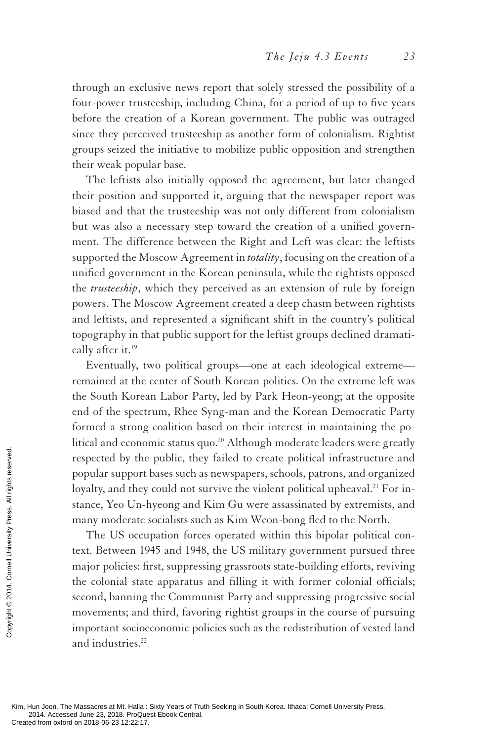through an exclusive news report that solely stressed the possibility of a four-power trusteeship, including China, for a period of up to five years before the creation of a Korean government. The public was outraged since they perceived trusteeship as another form of colonialism. Rightist groups seized the initiative to mobilize public opposition and strengthen their weak popular base.

The leftists also initially opposed the agreement, but later changed their position and supported it, arguing that the newspaper report was biased and that the trusteeship was not only different from colonialism but was also a necessary step toward the creation of a unified government. The difference between the Right and Left was clear: the leftists supported the Moscow Agreement in *totality*, focusing on the creation of a unified government in the Korean peninsula, while the rightists opposed the *trusteeship*, which they perceived as an extension of rule by foreign powers. The Moscow Agreement created a deep chasm between rightists and leftists, and represented a significant shift in the country's political topography in that public support for the leftist groups declined dramatically after it.[19]

Eventually, two political groups—one at each ideological extreme—remained at the center of South Korean politics. On the extreme left was the South Korean Labor Party, led by Park Heon-yeong; at the opposite end of the spectrum, Rhee Syng-man and the Korean Democratic Party formed a strong coalition based on their interest in maintaining the political and economic status quo.[20] Although moderate leaders were greatly respected by the public, they failed to create political infrastructure and popular support bases such as newspapers, schools, patrons, and organized loyalty, and they could not survive the violent political upheaval.[21] For instance, Yeo Un-hyeong and Kim Gu were assassinated by extremists, and many moderate socialists such as Kim Weon-bong fled to the North.

The US occupation forces operated within this bipolar political context. Between 1945 and 1948, the US military government pursued three major policies: first, suppressing grassroots state-building efforts, reviving the colonial state apparatus and filling it with former colonial officials; second, banning the Communist Party and suppressing progressive social movements; and third, favoring rightist groups in the course of pursuing important socioeconomic policies such as the redistribution of vested land and industries.[22]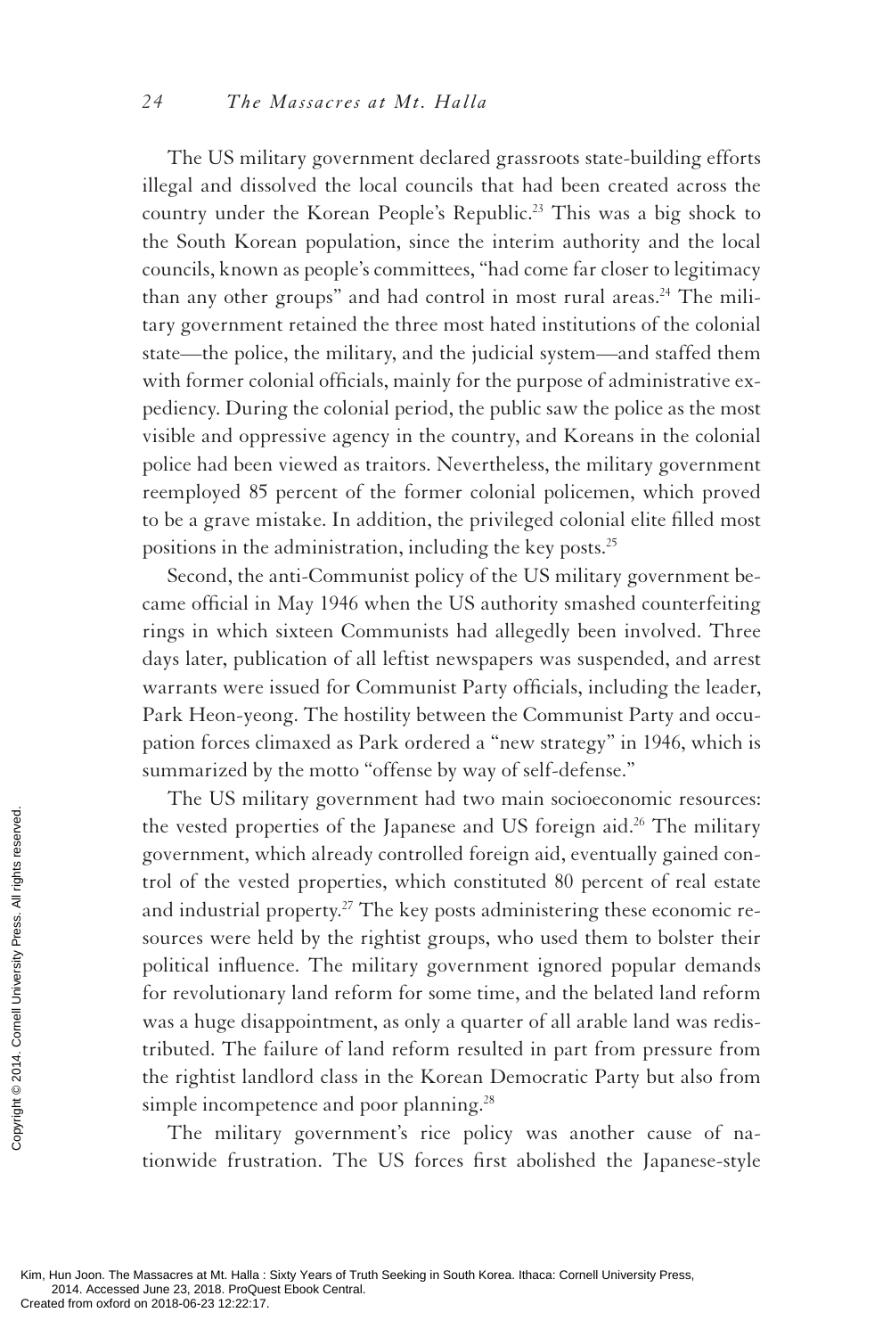The US military government declared grassroots state-building efforts illegal and dissolved the local councils that had been created across the country under the Korean People's Republic.[23] This was a big shock to the South Korean population, since the interim authority and the local councils, known as people's committees, "had come far closer to legitimacy than any other groups" and had control in most rural areas.[24] The military government retained the three most hated institutions of the colonial state—the police, the military, and the judicial system—and staffed them with former colonial officials, mainly for the purpose of administrative expediency. During the colonial period, the public saw the police as the most visible and oppressive agency in the country, and Koreans in the colonial police had been viewed as traitors. Nevertheless, the military government reemployed 85 percent of the former colonial policemen, which proved to be a grave mistake. In addition, the privileged colonial elite filled most positions in the administration, including the key posts.[25]

Second, the anti-Communist policy of the US military government became official in May 1946 when the US authority smashed counterfeiting rings in which sixteen Communists had allegedly been involved. Three days later, publication of all leftist newspapers was suspended, and arrest warrants were issued for Communist Party officials, including the leader, Park Heon-yeong. The hostility between the Communist Party and occupation forces climaxed as Park ordered a "new strategy" in 1946, which is summarized by the motto "offense by way of self-defense."

The US military government had two main socioeconomic resources: the vested properties of the Japanese and US foreign aid.[26] The military government, which already controlled foreign aid, eventually gained control of the vested properties, which constituted 80 percent of real estate and industrial property.[27] The key posts administering these economic resources were held by the rightist groups, who used them to bolster their political influence. The military government ignored popular demands for revolutionary land reform for some time, and the belated land reform was a huge disappointment, as only a quarter of all arable land was redistributed. The failure of land reform resulted in part from pressure from the rightist landlord class in the Korean Democratic Party but also from simple incompetence and poor planning.[28]

The military government's rice policy was another cause of nationwide frustration. The US forces first abolished the Japanese-style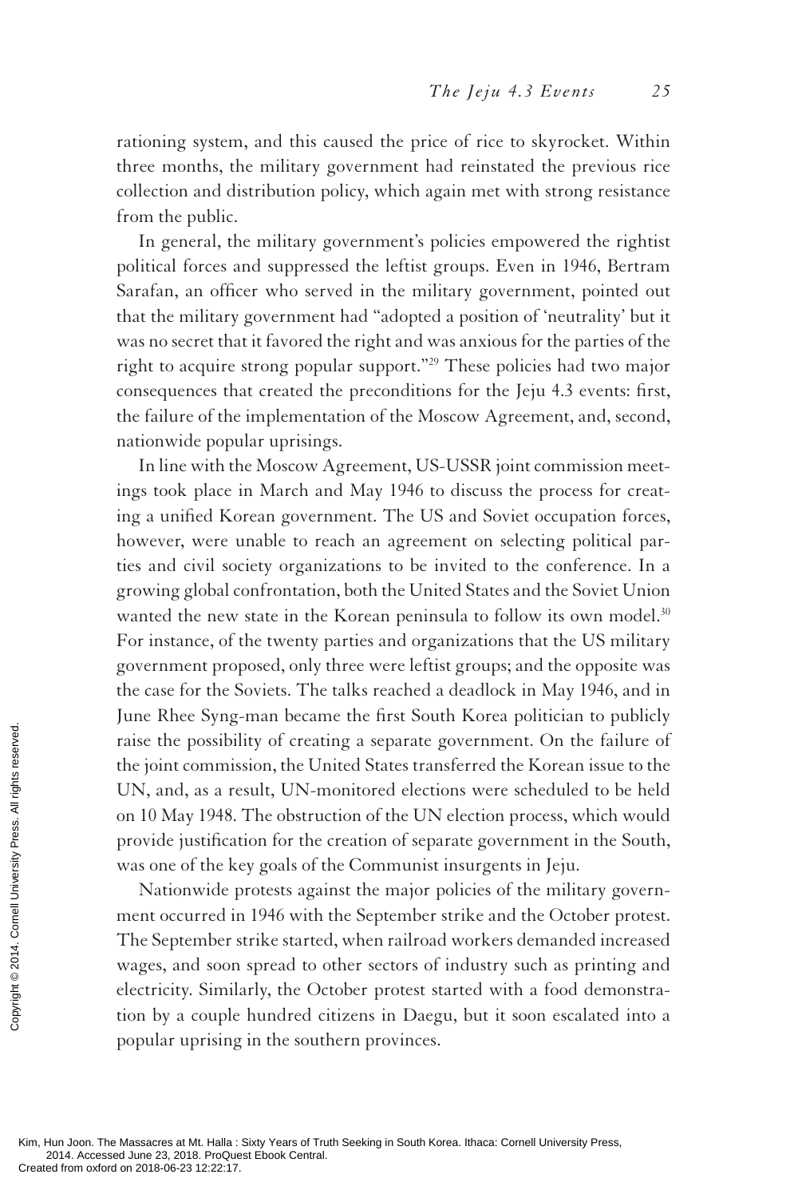rationing system, and this caused the price of rice to skyrocket. Within three months, the military government had reinstated the previous rice collection and distribution policy, which again met with strong resistance from the public.

In general, the military government's policies empowered the rightist political forces and suppressed the leftist groups. Even in 1946, Bertram Sarafan, an officer who served in the military government, pointed out that the military government had "adopted a position of 'neutrality' but it was no secret that it favored the right and was anxious for the parties of the right to acquire strong popular support."[29] These policies had two major consequences that created the preconditions for the Jeju 4.3 events: first, the failure of the implementation of the Moscow Agreement, and, second, nationwide popular uprisings.

In line with the Moscow Agreement, US-USSR joint commission meetings took place in March and May 1946 to discuss the process for creating a unified Korean government. The US and Soviet occupation forces, however, were unable to reach an agreement on selecting political parties and civil society organizations to be invited to the conference. In a growing global confrontation, both the United States and the Soviet Union wanted the new state in the Korean peninsula to follow its own model.[30] For instance, of the twenty parties and organizations that the US military government proposed, only three were leftist groups; and the opposite was the case for the Soviets. The talks reached a deadlock in May 1946, and in June Rhee Syng-man became the first South Korea politician to publicly raise the possibility of creating a separate government. On the failure of the joint commission, the United States transferred the Korean issue to the UN, and, as a result, UN-monitored elections were scheduled to be held on 10 May 1948. The obstruction of the UN election process, which would provide justification for the creation of separate government in the South, was one of the key goals of the Communist insurgents in Jeju.

Nationwide protests against the major policies of the military government occurred in 1946 with the September strike and the October protest. The September strike started, when railroad workers demanded increased wages, and soon spread to other sectors of industry such as printing and electricity. Similarly, the October protest started with a food demonstration by a couple hundred citizens in Daegu, but it soon escalated into a popular uprising in the southern provinces.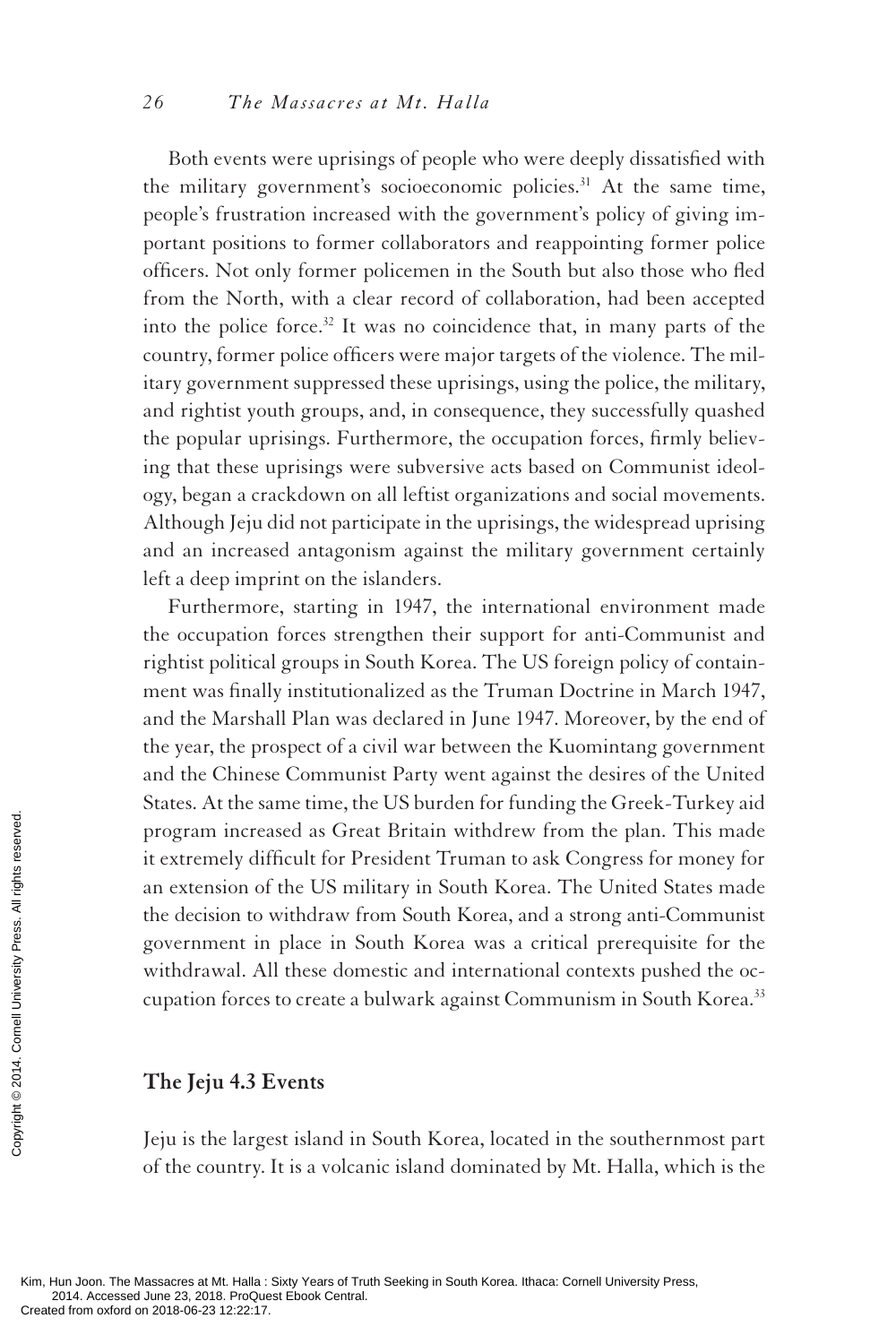Both events were uprisings of people who were deeply dissatisfied with the military government's socioeconomic policies.[31] At the same time, people's frustration increased with the government's policy of giving important positions to former collaborators and reappointing former police officers. Not only former policemen in the South but also those who fled from the North, with a clear record of collaboration, had been accepted into the police force.[32] It was no coincidence that, in many parts of the country, former police officers were major targets of the violence. The military government suppressed these uprisings, using the police, the military, and rightist youth groups, and, in consequence, they successfully quashed the popular uprisings. Furthermore, the occupation forces, firmly believing that these uprisings were subversive acts based on Communist ideology, began a crackdown on all leftist organizations and social movements. Although Jeju did not participate in the uprisings, the widespread uprising and an increased antagonism against the military government certainly left a deep imprint on the islanders.

Furthermore, starting in 1947, the international environment made the occupation forces strengthen their support for anti-Communist and rightist political groups in South Korea. The US foreign policy of containment was finally institutionalized as the Truman Doctrine in March 1947, and the Marshall Plan was declared in June 1947. Moreover, by the end of the year, the prospect of a civil war between the Kuomintang government and the Chinese Communist Party went against the desires of the United States. At the same time, the US burden for funding the Greek-Turkey aid program increased as Great Britain withdrew from the plan. This made it extremely difficult for President Truman to ask Congress for money for an extension of the US military in South Korea. The United States made the decision to withdraw from South Korea, and a strong anti-Communist government in place in South Korea was a critical prerequisite for the withdrawal. All these domestic and international contexts pushed the occupation forces to create a bulwark against Communism in South Korea.[33]

## The Jeju 4.3 Events

Jeju is the largest island in South Korea, located in the southernmost part of the country. It is a volcanic island dominated by Mt. Halla, which is the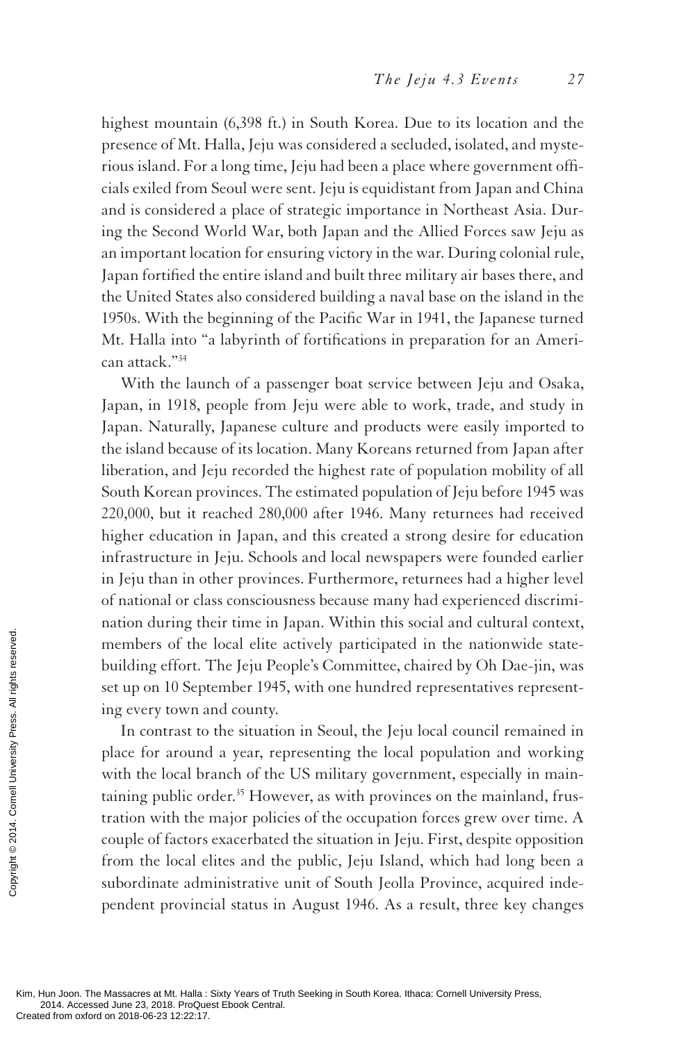highest mountain (6,398 ft.) in South Korea. Due to its location and the presence of Mt. Halla, Jeju was considered a secluded, isolated, and mysterious island. For a long time, Jeju had been a place where government officials exiled from Seoul were sent. Jeju is equidistant from Japan and China and is considered a place of strategic importance in Northeast Asia. During the Second World War, both Japan and the Allied Forces saw Jeju as an important location for ensuring victory in the war. During colonial rule, Japan fortified the entire island and built three military air bases there, and the United States also considered building a naval base on the island in the 1950s. With the beginning of the Pacific War in 1941, the Japanese turned Mt. Halla into "a labyrinth of fortifications in preparation for an American attack."[34]

With the launch of a passenger boat service between Jeju and Osaka, Japan, in 1918, people from Jeju were able to work, trade, and study in Japan. Naturally, Japanese culture and products were easily imported to the island because of its location. Many Koreans returned from Japan after liberation, and Jeju recorded the highest rate of population mobility of all South Korean provinces. The estimated population of Jeju before 1945 was 220,000, but it reached 280,000 after 1946. Many returnees had received higher education in Japan, and this created a strong desire for education infrastructure in Jeju. Schools and local newspapers were founded earlier in Jeju than in other provinces. Furthermore, returnees had a higher level of national or class consciousness because many had experienced discrimination during their time in Japan. Within this social and cultural context, members of the local elite actively participated in the nationwide state-building effort. The Jeju People's Committee, chaired by Oh Dae-jin, was set up on 10 September 1945, with one hundred representatives representing every town and county.

In contrast to the situation in Seoul, the Jeju local council remained in place for around a year, representing the local population and working with the local branch of the US military government, especially in maintaining public order.[35] However, as with provinces on the mainland, frustration with the major policies of the occupation forces grew over time. A couple of factors exacerbated the situation in Jeju. First, despite opposition from the local elites and the public, Jeju Island, which had long been a subordinate administrative unit of South Jeolla Province, acquired independent provincial status in August 1946. As a result, three key changes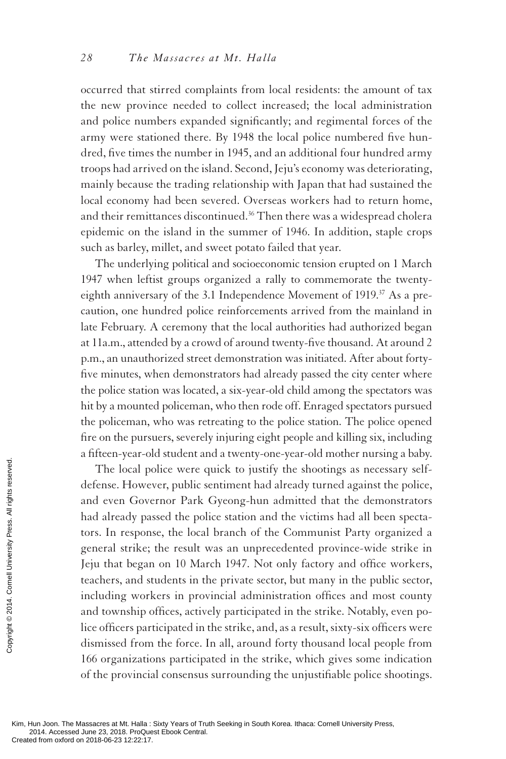occurred that stirred complaints from local residents: the amount of tax the new province needed to collect increased; the local administration and police numbers expanded significantly; and regimental forces of the army were stationed there. By 1948 the local police numbered five hundred, five times the number in 1945, and an additional four hundred army troops had arrived on the island. Second, Jeju's economy was deteriorating, mainly because the trading relationship with Japan that had sustained the local economy had been severed. Overseas workers had to return home, and their remittances discontinued.[36] Then there was a widespread cholera epidemic on the island in the summer of 1946. In addition, staple crops such as barley, millet, and sweet potato failed that year.

The underlying political and socioeconomic tension erupted on 1 March 1947 when leftist groups organized a rally to commemorate the twenty-eighth anniversary of the 3.1 Independence Movement of 1919.[37] As a precaution, one hundred police reinforcements arrived from the mainland in late February. A ceremony that the local authorities had authorized began at 11a.m., attended by a crowd of around twenty-five thousand. At around 2 p.m., an unauthorized street demonstration was initiated. After about forty-five minutes, when demonstrators had already passed the city center where the police station was located, a six-year-old child among the spectators was hit by a mounted policeman, who then rode off. Enraged spectators pursued the policeman, who was retreating to the police station. The police opened fire on the pursuers, severely injuring eight people and killing six, including a fifteen-year-old student and a twenty-one-year-old mother nursing a baby.

The local police were quick to justify the shootings as necessary self-defense. However, public sentiment had already turned against the police, and even Governor Park Gyeong-hun admitted that the demonstrators had already passed the police station and the victims had all been spectators. In response, the local branch of the Communist Party organized a general strike; the result was an unprecedented province-wide strike in Jeju that began on 10 March 1947. Not only factory and office workers, teachers, and students in the private sector, but many in the public sector, including workers in provincial administration offices and most county and township offices, actively participated in the strike. Notably, even police officers participated in the strike, and, as a result, sixty-six officers were dismissed from the force. In all, around forty thousand local people from 166 organizations participated in the strike, which gives some indication of the provincial consensus surrounding the unjustifiable police shootings.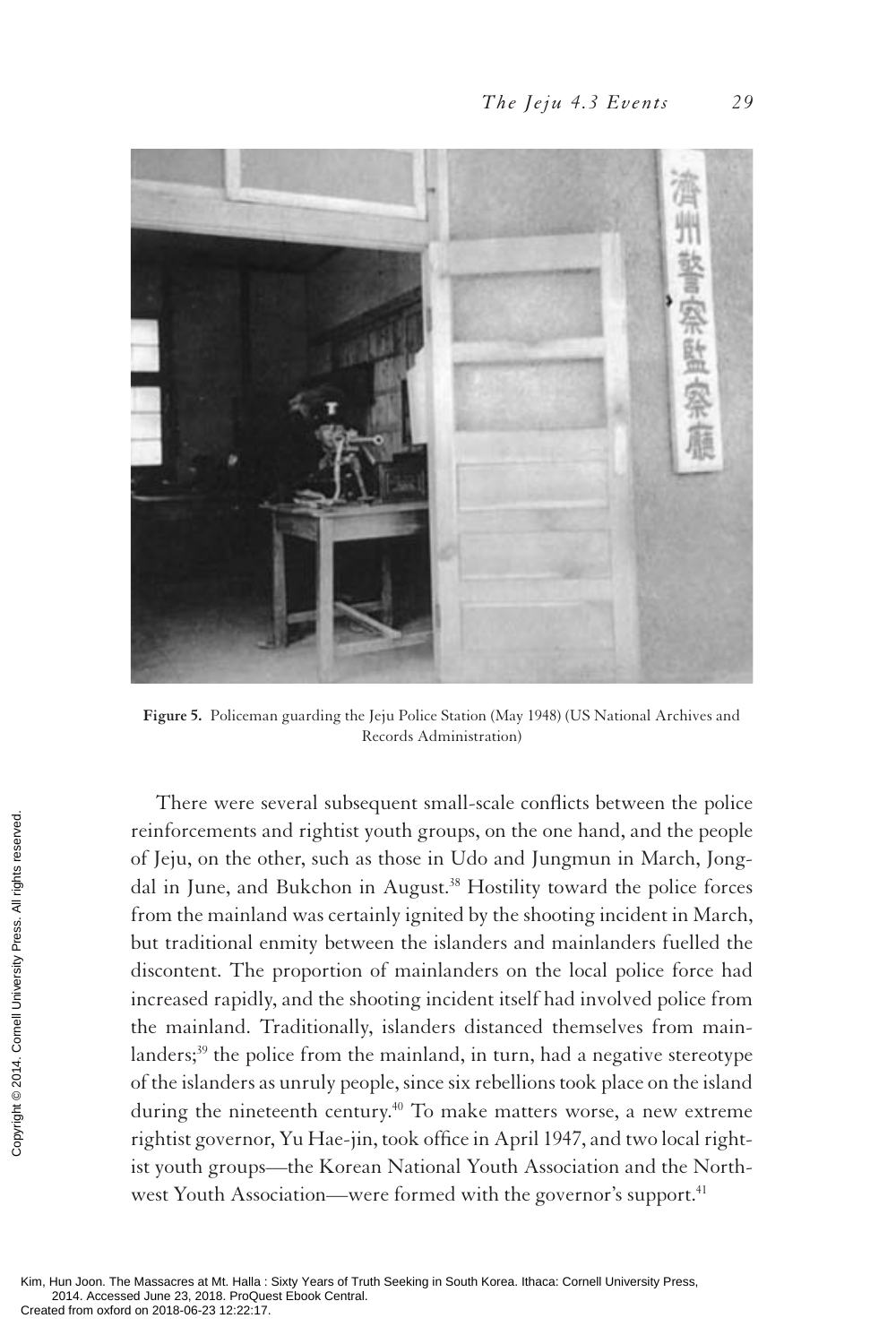Figure 5. Policeman guarding the Jeju Police Station (May 1948) (US National Archives and Records Administration)

There were several subsequent small-scale conflicts between the police reinforcements and rightist youth groups, on the one hand, and the people of Jeju, on the other, such as those in Udo and Jungmun in March, Jongdal in June, and Bukchon in August.[38] Hostility toward the police forces from the mainland was certainly ignited by the shooting incident in March, but traditional enmity between the islanders and mainlanders fuelled the discontent. The proportion of mainlanders on the local police force had increased rapidly, and the shooting incident itself had involved police from the mainland. Traditionally, islanders distanced themselves from mainlanders;[39] the police from the mainland, in turn, had a negative stereotype of the islanders as unruly people, since six rebellions took place on the island during the nineteenth century.[40] To make matters worse, a new extreme rightist governor, Yu Hae-jin, took office in April 1947, and two local rightist youth groups—the Korean National Youth Association and the Northwest Youth Association—were formed with the governor's support.[41]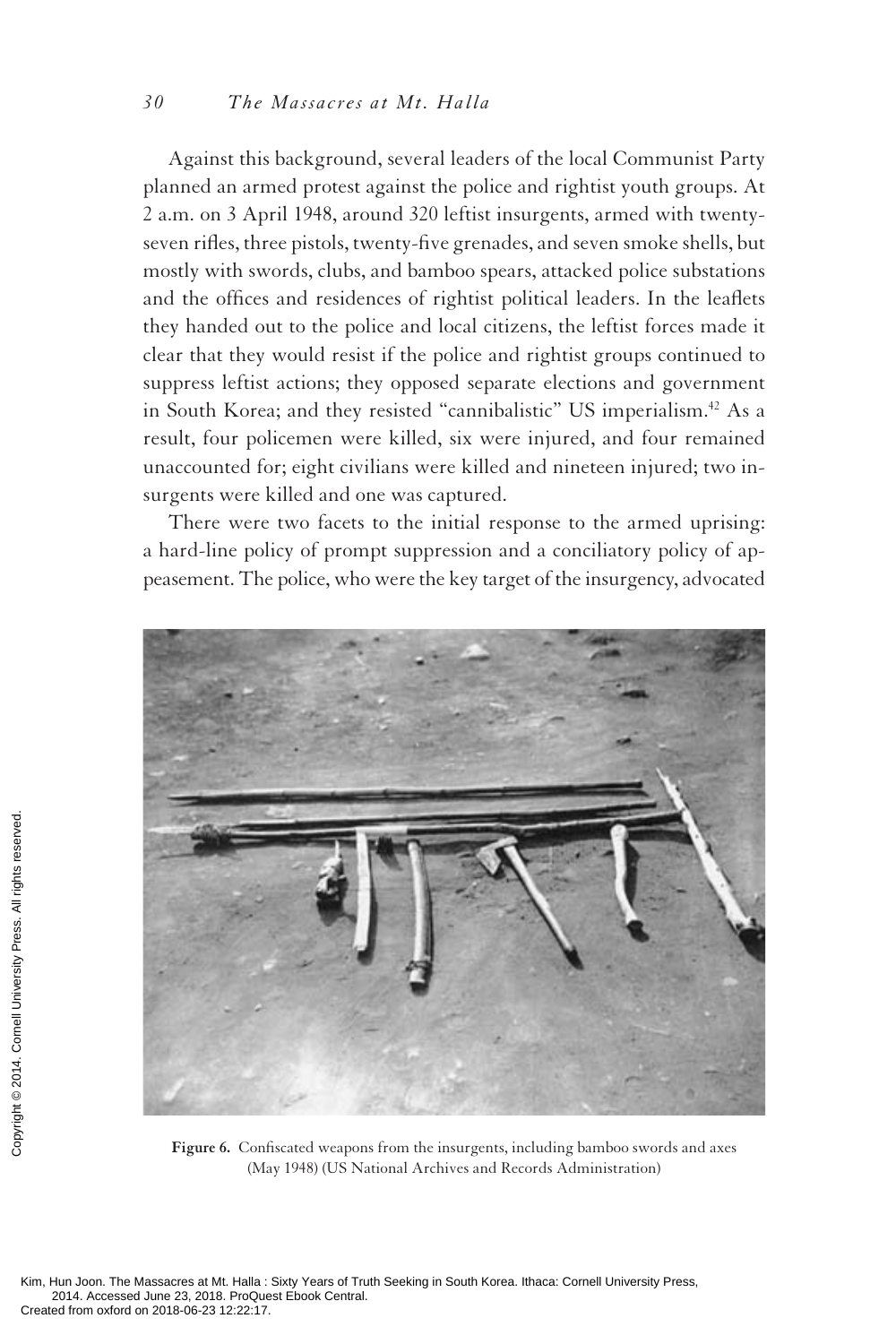Against this background, several leaders of the local Communist Party planned an armed protest against the police and rightist youth groups. At 2 a.m. on 3 April 1948, around 320 leftist insurgents, armed with twenty-seven rifles, three pistols, twenty-five grenades, and seven smoke shells, but mostly with swords, clubs, and bamboo spears, attacked police substations and the offices and residences of rightist political leaders. In the leaflets they handed out to the police and local citizens, the leftist forces made it clear that they would resist if the police and rightist groups continued to suppress leftist actions; they opposed separate elections and government in South Korea; and they resisted "cannibalistic" US imperialism.[42] As a result, four policemen were killed, six were injured, and four remained unaccounted for; eight civilians were killed and nineteen injured; two insurgents were killed and one was captured.

There were two facets to the initial response to the armed uprising: a hard-line policy of prompt suppression and a conciliatory policy of appeasement. The police, who were the key target of the insurgency, advocated

**Figure 6.** Confiscated weapons from the insurgents, including bamboo swords and axes (May 1948) (US National Archives and Records Administration)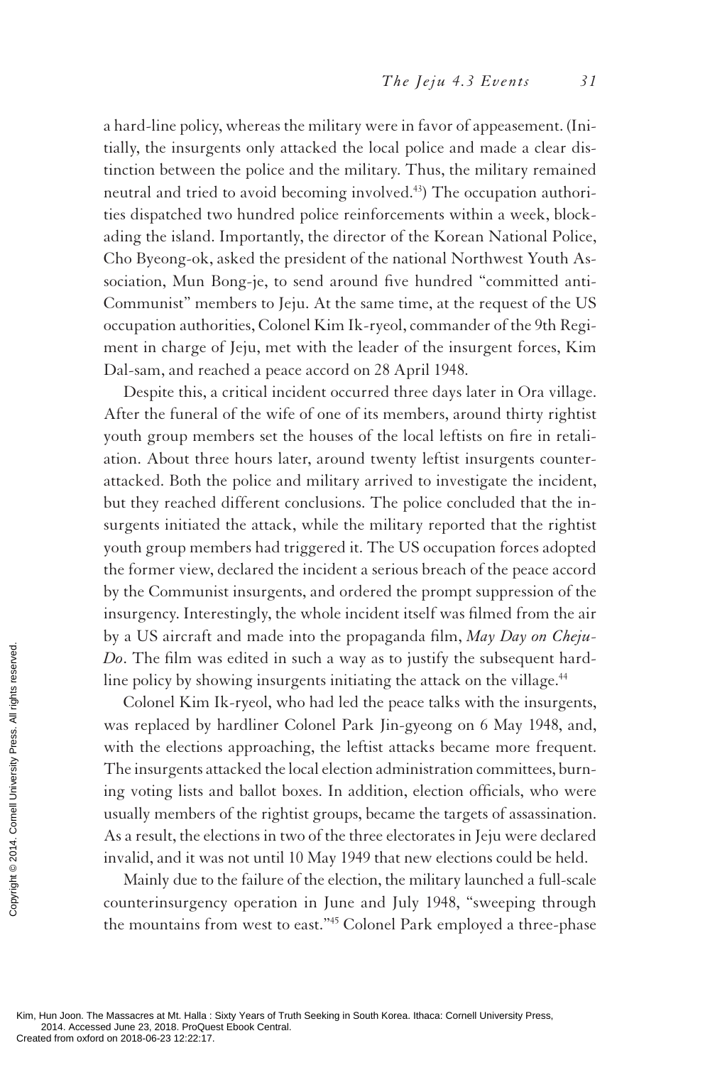a hard-line policy, whereas the military were in favor of appeasement. (Initially, the insurgents only attacked the local police and made a clear distinction between the police and the military. Thus, the military remained neutral and tried to avoid becoming involved.[43]) The occupation authorities dispatched two hundred police reinforcements within a week, blockading the island. Importantly, the director of the Korean National Police, Cho Byeong-ok, asked the president of the national Northwest Youth Association, Mun Bong-je, to send around five hundred "committed anti-Communist" members to Jeju. At the same time, at the request of the US occupation authorities, Colonel Kim Ik-ryeol, commander of the 9th Regiment in charge of Jeju, met with the leader of the insurgent forces, Kim Dal-sam, and reached a peace accord on 28 April 1948.

Despite this, a critical incident occurred three days later in Ora village. After the funeral of the wife of one of its members, around thirty rightist youth group members set the houses of the local leftists on fire in retaliation. About three hours later, around twenty leftist insurgents counterattacked. Both the police and military arrived to investigate the incident, but they reached different conclusions. The police concluded that the insurgents initiated the attack, while the military reported that the rightist youth group members had triggered it. The US occupation forces adopted the former view, declared the incident a serious breach of the peace accord by the Communist insurgents, and ordered the prompt suppression of the insurgency. Interestingly, the whole incident itself was filmed from the air by a US aircraft and made into the propaganda film, *May Day on Cheju-Do*. The film was edited in such a way as to justify the subsequent hard-line policy by showing insurgents initiating the attack on the village.[44]

Colonel Kim Ik-ryeol, who had led the peace talks with the insurgents, was replaced by hardliner Colonel Park Jin-gyeong on 6 May 1948, and, with the elections approaching, the leftist attacks became more frequent. The insurgents attacked the local election administration committees, burning voting lists and ballot boxes. In addition, election officials, who were usually members of the rightist groups, became the targets of assassination. As a result, the elections in two of the three electorates in Jeju were declared invalid, and it was not until 10 May 1949 that new elections could be held.

Mainly due to the failure of the election, the military launched a full-scale counterinsurgency operation in June and July 1948, "sweeping through the mountains from west to east."[45] Colonel Park employed a three-phase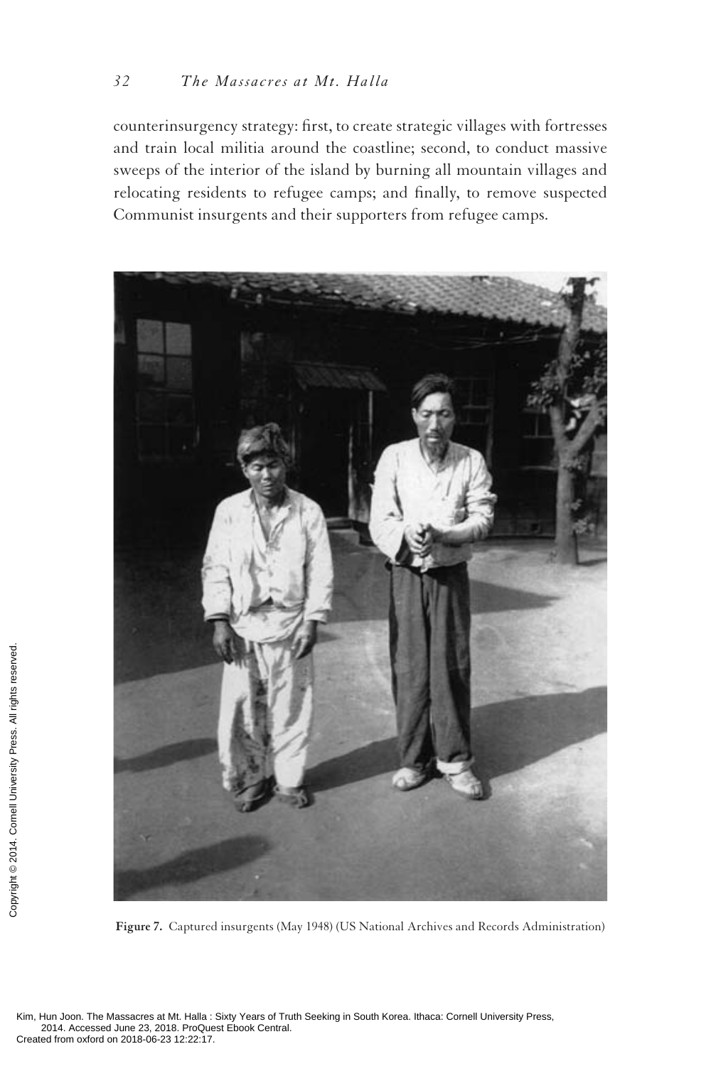counterinsurgency strategy: first, to create strategic villages with fortresses and train local militia around the coastline; second, to conduct massive sweeps of the interior of the island by burning all mountain villages and relocating residents to refugee camps; and finally, to remove suspected Communist insurgents and their supporters from refugee camps.

**Figure 7.** Captured insurgents (May 1948) (US National Archives and Records Administration)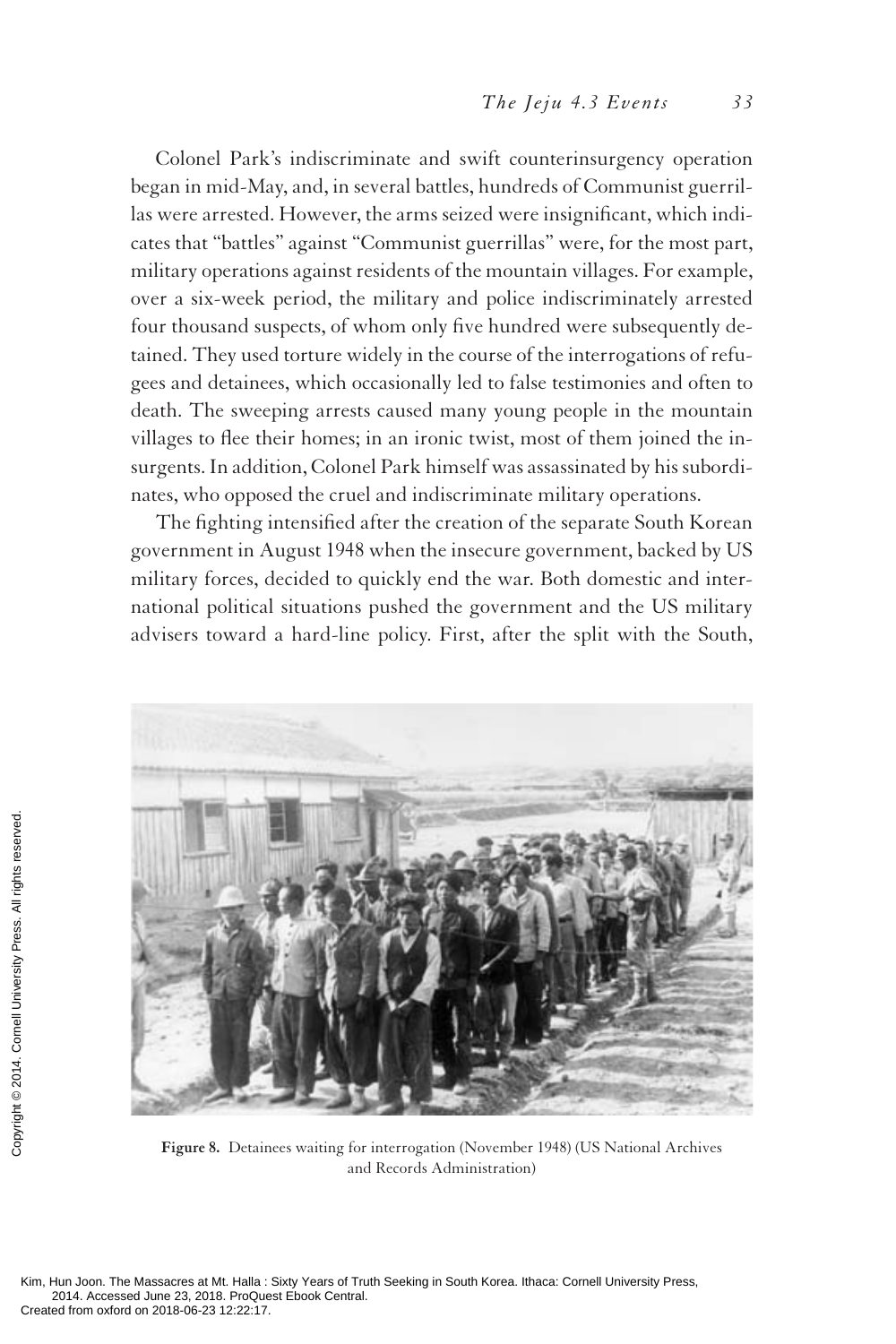Colonel Park's indiscriminate and swift counterinsurgency operation began in mid-May, and, in several battles, hundreds of Communist guerrillas were arrested. However, the arms seized were insignificant, which indicates that "battles" against "Communist guerrillas" were, for the most part, military operations against residents of the mountain villages. For example, over a six-week period, the military and police indiscriminately arrested four thousand suspects, of whom only five hundred were subsequently detained. They used torture widely in the course of the interrogations of refugees and detainees, which occasionally led to false testimonies and often to death. The sweeping arrests caused many young people in the mountain villages to flee their homes; in an ironic twist, most of them joined the insurgents. In addition, Colonel Park himself was assassinated by his subordinates, who opposed the cruel and indiscriminate military operations.

The fighting intensified after the creation of the separate South Korean government in August 1948 when the insecure government, backed by US military forces, decided to quickly end the war. Both domestic and international political situations pushed the government and the US military advisers toward a hard-line policy. First, after the split with the South,

**Figure 8.** Detainees waiting for interrogation (November 1948) (US National Archives and Records Administration)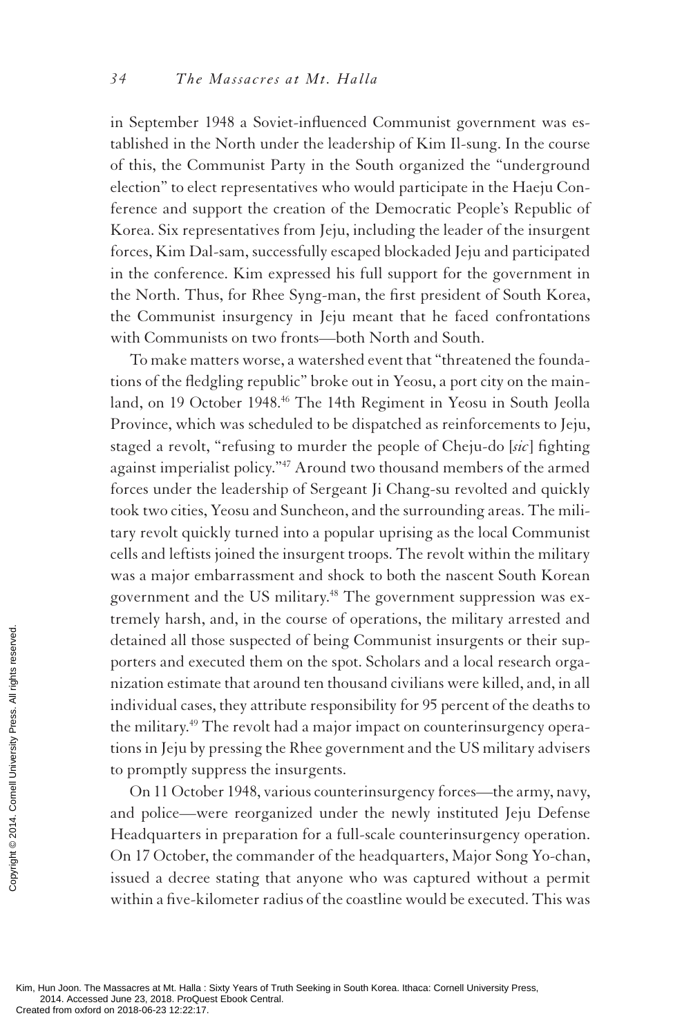in September 1948 a Soviet-influenced Communist government was established in the North under the leadership of Kim Il-sung. In the course of this, the Communist Party in the South organized the "underground election" to elect representatives who would participate in the Haeju Conference and support the creation of the Democratic People's Republic of Korea. Six representatives from Jeju, including the leader of the insurgent forces, Kim Dal-sam, successfully escaped blockaded Jeju and participated in the conference. Kim expressed his full support for the government in the North. Thus, for Rhee Syng-man, the first president of South Korea, the Communist insurgency in Jeju meant that he faced confrontations with Communists on two fronts—both North and South.

To make matters worse, a watershed event that "threatened the foundations of the fledgling republic" broke out in Yeosu, a port city on the mainland, on 19 October 1948.[46] The 14th Regiment in Yeosu in South Jeolla Province, which was scheduled to be dispatched as reinforcements to Jeju, staged a revolt, "refusing to murder the people of Cheju-do [*sic*] fighting against imperialist policy."[47] Around two thousand members of the armed forces under the leadership of Sergeant Ji Chang-su revolted and quickly took two cities, Yeosu and Suncheon, and the surrounding areas. The military revolt quickly turned into a popular uprising as the local Communist cells and leftists joined the insurgent troops. The revolt within the military was a major embarrassment and shock to both the nascent South Korean government and the US military.[48] The government suppression was extremely harsh, and, in the course of operations, the military arrested and detained all those suspected of being Communist insurgents or their supporters and executed them on the spot. Scholars and a local research organization estimate that around ten thousand civilians were killed, and, in all individual cases, they attribute responsibility for 95 percent of the deaths to the military.[49] The revolt had a major impact on counterinsurgency operations in Jeju by pressing the Rhee government and the US military advisers to promptly suppress the insurgents.

On 11 October 1948, various counterinsurgency forces—the army, navy, and police—were reorganized under the newly instituted Jeju Defense Headquarters in preparation for a full-scale counterinsurgency operation. On 17 October, the commander of the headquarters, Major Song Yo-chan, issued a decree stating that anyone who was captured without a permit within a five-kilometer radius of the coastline would be executed. This was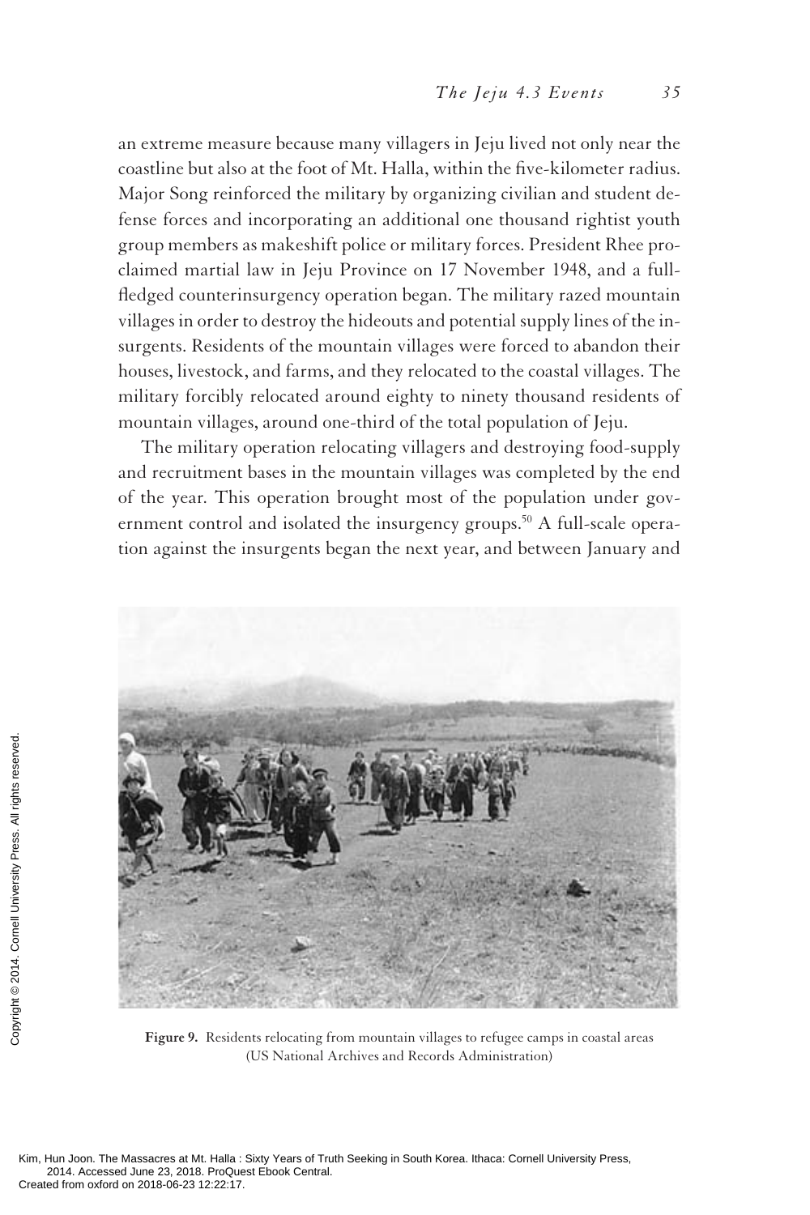an extreme measure because many villagers in Jeju lived not only near the coastline but also at the foot of Mt. Halla, within the five-kilometer radius. Major Song reinforced the military by organizing civilian and student defense forces and incorporating an additional one thousand rightist youth group members as makeshift police or military forces. President Rhee proclaimed martial law in Jeju Province on 17 November 1948, and a full-fledged counterinsurgency operation began. The military razed mountain villages in order to destroy the hideouts and potential supply lines of the insurgents. Residents of the mountain villages were forced to abandon their houses, livestock, and farms, and they relocated to the coastal villages. The military forcibly relocated around eighty to ninety thousand residents of mountain villages, around one-third of the total population of Jeju.

The military operation relocating villagers and destroying food-supply and recruitment bases in the mountain villages was completed by the end of the year. This operation brought most of the population under government control and isolated the insurgency groups.[50] A full-scale operation against the insurgents began the next year, and between January and

**Figure 9.** Residents relocating from mountain villages to refugee camps in coastal areas (US National Archives and Records Administration)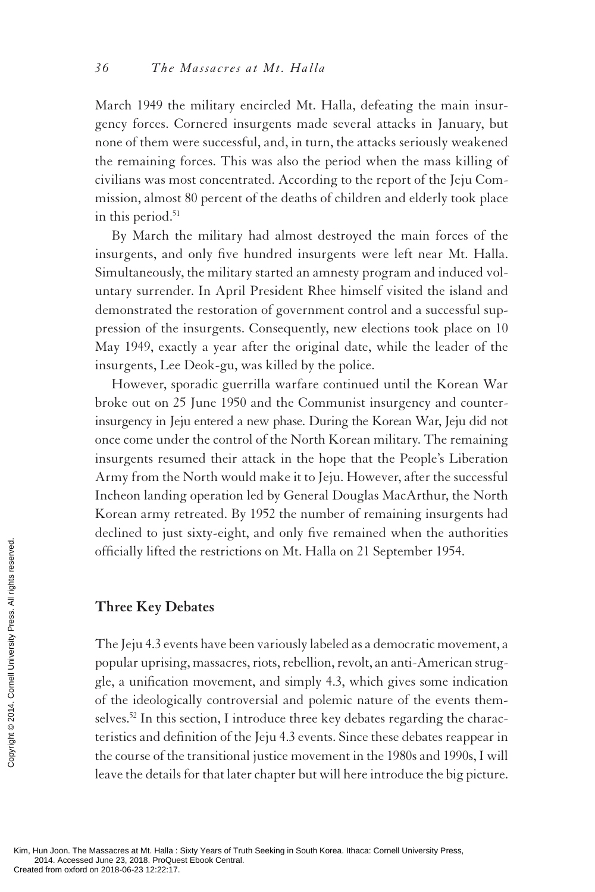March 1949 the military encircled Mt. Halla, defeating the main insurgency forces. Cornered insurgents made several attacks in January, but none of them were successful, and, in turn, the attacks seriously weakened the remaining forces. This was also the period when the mass killing of civilians was most concentrated. According to the report of the Jeju Commission, almost 80 percent of the deaths of children and elderly took place in this period.[51]

By March the military had almost destroyed the main forces of the insurgents, and only five hundred insurgents were left near Mt. Halla. Simultaneously, the military started an amnesty program and induced voluntary surrender. In April President Rhee himself visited the island and demonstrated the restoration of government control and a successful suppression of the insurgents. Consequently, new elections took place on 10 May 1949, exactly a year after the original date, while the leader of the insurgents, Lee Deok-gu, was killed by the police.

However, sporadic guerrilla warfare continued until the Korean War broke out on 25 June 1950 and the Communist insurgency and counterinsurgency in Jeju entered a new phase. During the Korean War, Jeju did not once come under the control of the North Korean military. The remaining insurgents resumed their attack in the hope that the People's Liberation Army from the North would make it to Jeju. However, after the successful Incheon landing operation led by General Douglas MacArthur, the North Korean army retreated. By 1952 the number of remaining insurgents had declined to just sixty-eight, and only five remained when the authorities officially lifted the restrictions on Mt. Halla on 21 September 1954.

## Three Key Debates

The Jeju 4.3 events have been variously labeled as a democratic movement, a popular uprising, massacres, riots, rebellion, revolt, an anti-American struggle, a unification movement, and simply 4.3, which gives some indication of the ideologically controversial and polemic nature of the events themselves.[52] In this section, I introduce three key debates regarding the characteristics and definition of the Jeju 4.3 events. Since these debates reappear in the course of the transitional justice movement in the 1980s and 1990s, I will leave the details for that later chapter but will here introduce the big picture.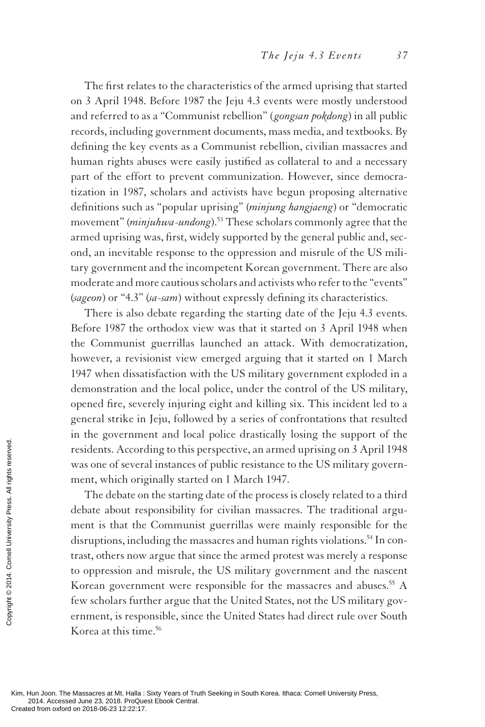The first relates to the characteristics of the armed uprising that started on 3 April 1948. Before 1987 the Jeju 4.3 events were mostly understood and referred to as a "Communist rebellion" (*gongsan pokdong*) in all public records, including government documents, mass media, and textbooks. By defining the key events as a Communist rebellion, civilian massacres and human rights abuses were easily justified as collateral to and a necessary part of the effort to prevent communization. However, since democratization in 1987, scholars and activists have begun proposing alternative definitions such as "popular uprising" (*minjung hangjaeng*) or "democratic movement" (*minjuhwa-undong*).[53] These scholars commonly agree that the armed uprising was, first, widely supported by the general public and, second, an inevitable response to the oppression and misrule of the US military government and the incompetent Korean government. There are also moderate and more cautious scholars and activists who refer to the "events" (*sageon*) or "4.3" (*sa-sam*) without expressly defining its characteristics.

There is also debate regarding the starting date of the Jeju 4.3 events. Before 1987 the orthodox view was that it started on 3 April 1948 when the Communist guerrillas launched an attack. With democratization, however, a revisionist view emerged arguing that it started on 1 March 1947 when dissatisfaction with the US military government exploded in a demonstration and the local police, under the control of the US military, opened fire, severely injuring eight and killing six. This incident led to a general strike in Jeju, followed by a series of confrontations that resulted in the government and local police drastically losing the support of the residents. According to this perspective, an armed uprising on 3 April 1948 was one of several instances of public resistance to the US military government, which originally started on 1 March 1947.

The debate on the starting date of the process is closely related to a third debate about responsibility for civilian massacres. The traditional argument is that the Communist guerrillas were mainly responsible for the disruptions, including the massacres and human rights violations.[54] In contrast, others now argue that since the armed protest was merely a response to oppression and misrule, the US military government and the nascent Korean government were responsible for the massacres and abuses.[55] A few scholars further argue that the United States, not the US military government, is responsible, since the United States had direct rule over South Korea at this time.[56]